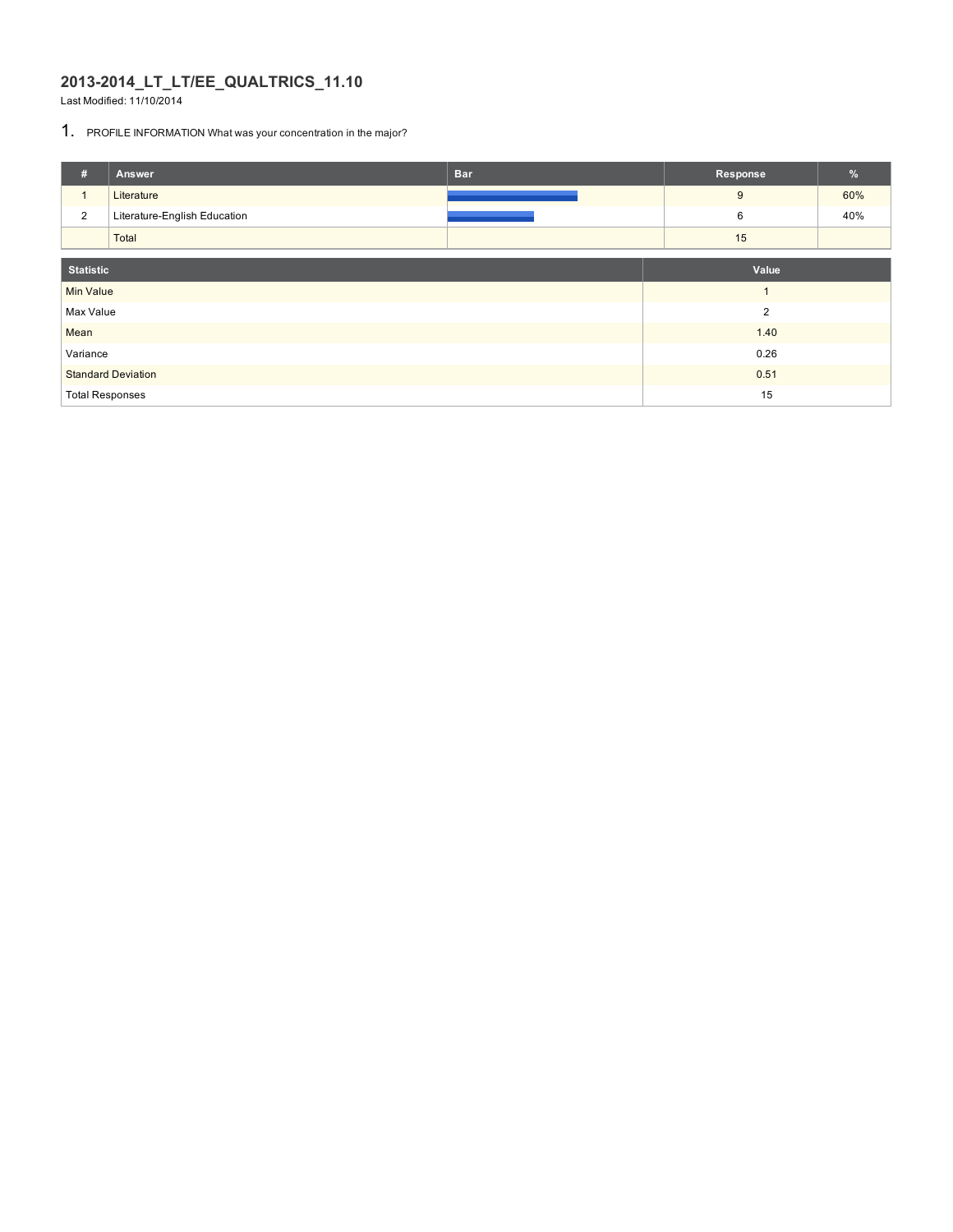# 2013-2014_LT_LT/EE_QUALTRICS_11.10

Last Modified: 11/10/2014

## 1. PROFILE INFORMATION What was your concentration in the major?

| # | Answer | Bar | Response | % |
|---|---|---|---|---|
| 1 | Literature | | 9 | 60% |
| 2 | Literature-English Education | | 6 | 40% |
| | Total | | 15 | |

| Statistic | Value |
|---|---|
| Min Value | 1 |
| Max Value | 2 |
| Mean | 1.40 |
| Variance | 0.26 |
| Standard Deviation | 0.51 |
| Total Responses | 15 |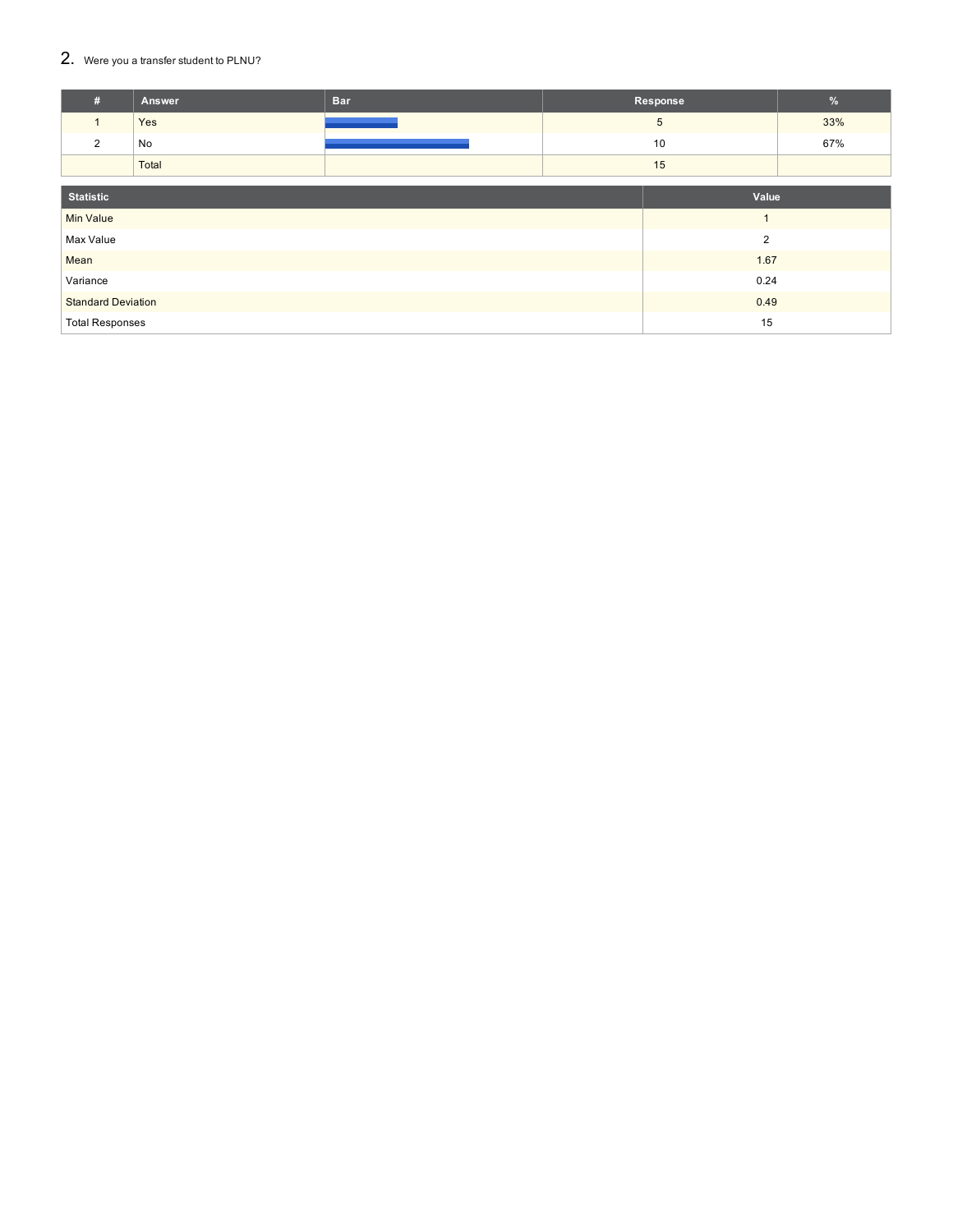## 2. Were you a transfer student to PLNU?

| # | Answer | Bar | Response | % |
|---|---|---|---|---|
| 1 | Yes | | 5 | 33% |
| 2 | No | | 10 | 67% |
| | Total | | 15 | |

| Statistic | Value |
|---|---|
| Min Value | 1 |
| Max Value | 2 |
| Mean | 1.67 |
| Variance | 0.24 |
| Standard Deviation | 0.49 |
| Total Responses | 15 |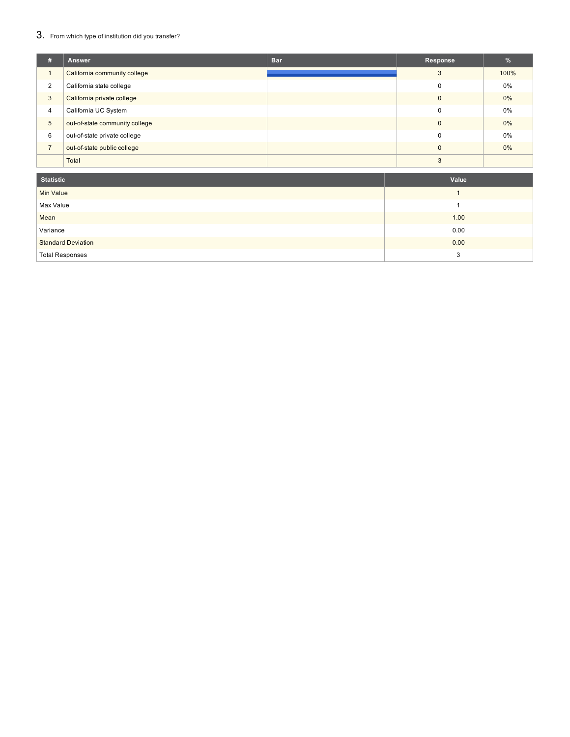## 3. From which type of institution did you transfer?

| # | Answer | Bar | Response | % |
|---|---|---|---|---|
| 1 | California community college | | 3 | 100% |
| 2 | California state college | | 0 | 0% |
| 3 | California private college | | 0 | 0% |
| 4 | California UC System | | 0 | 0% |
| 5 | out-of-state community college | | 0 | 0% |
| 6 | out-of-state private college | | 0 | 0% |
| 7 | out-of-state public college | | 0 | 0% |
| | Total | | 3 | |

| Statistic | Value |
|---|---|
| Min Value | 1 |
| Max Value | 1 |
| Mean | 1.00 |
| Variance | 0.00 |
| Standard Deviation | 0.00 |
| Total Responses | 3 |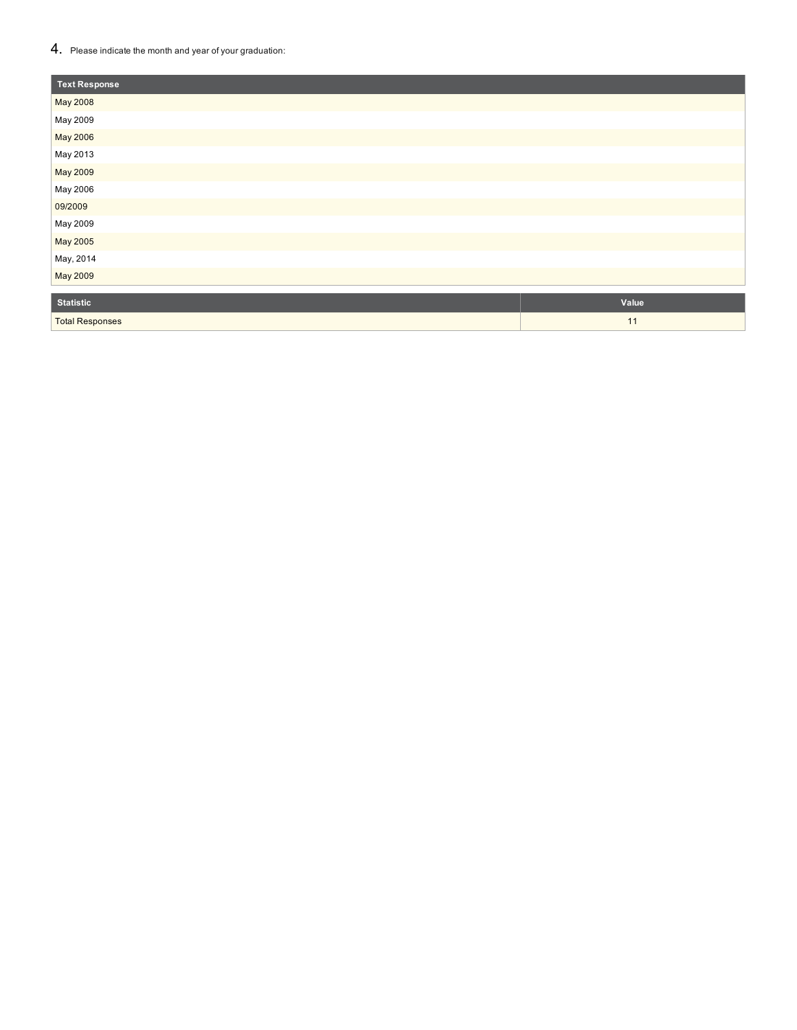4. Please indicate the month and year of your graduation:

| Text Response |
|---|
| May 2008 |
| May 2009 |
| May 2006 |
| May 2013 |
| May 2009 |
| May 2006 |
| 09/2009 |
| May 2009 |
| May 2005 |
| May, 2014 |
| May 2009 |

| Statistic | Value |
|---|---|
| Total Responses | 11 |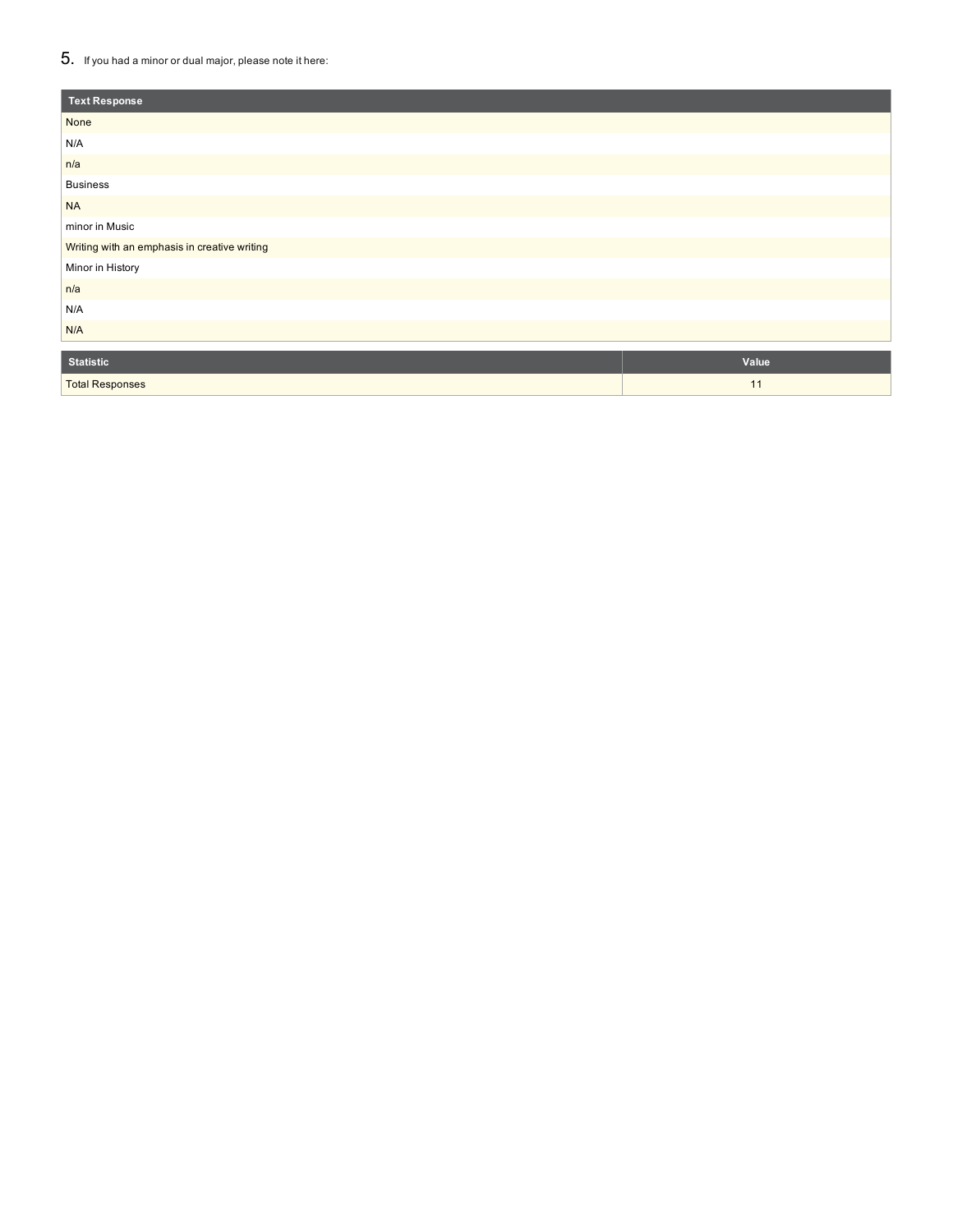5. If you had a minor or dual major, please note it here:

| Text Response |
|---|
| None |
| N/A |
| n/a |
| Business |
| NA |
| minor in Music |
| Writing with an emphasis in creative writing |
| Minor in History |
| n/a |
| N/A |
| N/A |

| Statistic | Value |
|---|---|
| Total Responses | 11 |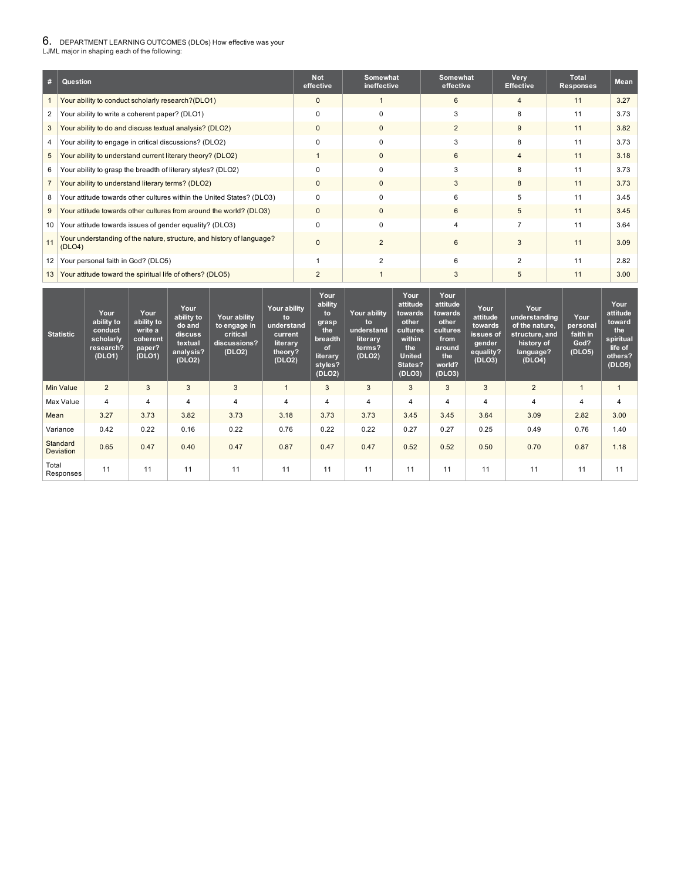6. DEPARTMENT LEARNING OUTCOMES (DLOs) How effective was your LJML major in shaping each of the following:

| # | Question | Not effective | Somewhat ineffective | Somewhat effective | Very Effective | Total Responses | Mean |
|---|---|---|---|---|---|---|---|
| 1 | Your ability to conduct scholarly research?(DLO1) | 0 | 1 | 6 | 4 | 11 | 3.27 |
| 2 | Your ability to write a coherent paper? (DLO1) | 0 | 0 | 3 | 8 | 11 | 3.73 |
| 3 | Your ability to do and discuss textual analysis? (DLO2) | 0 | 0 | 2 | 9 | 11 | 3.82 |
| 4 | Your ability to engage in critical discussions? (DLO2) | 0 | 0 | 3 | 8 | 11 | 3.73 |
| 5 | Your ability to understand current literary theory? (DLO2) | 1 | 0 | 6 | 4 | 11 | 3.18 |
| 6 | Your ability to grasp the breadth of literary styles? (DLO2) | 0 | 0 | 3 | 8 | 11 | 3.73 |
| 7 | Your ability to understand literary terms? (DLO2) | 0 | 0 | 3 | 8 | 11 | 3.73 |
| 8 | Your attitude towards other cultures within the United States? (DLO3) | 0 | 0 | 6 | 5 | 11 | 3.45 |
| 9 | Your attitude towards other cultures from around the world? (DLO3) | 0 | 0 | 6 | 5 | 11 | 3.45 |
| 10 | Your attitude towards issues of gender equality? (DLO3) | 0 | 0 | 4 | 7 | 11 | 3.64 |
| 11 | Your understanding of the nature, structure, and history of language? (DLO4) | 0 | 2 | 6 | 3 | 11 | 3.09 |
| 12 | Your personal faith in God? (DLO5) | 1 | 2 | 6 | 2 | 11 | 2.82 |
| 13 | Your attitude toward the spiritual life of others? (DLO5) | 2 | 1 | 3 | 5 | 11 | 3.00 |

| Statistic | Your ability to conduct scholarly research? (DLO1) | Your ability to write a coherent paper? (DLO1) | Your ability to do and discuss textual analysis? (DLO2) | Your ability to engage in critical discussions? (DLO2) | Your ability to understand current literary theory? (DLO2) | Your ability to grasp the breadth of literary styles? (DLO2) | Your ability to understand literary terms? (DLO2) | Your attitude towards other cultures within the United States? (DLO3) | Your attitude towards other cultures from around the world? (DLO3) | Your attitude towards issues of gender equality? (DLO3) | Your understanding of the nature, structure, and history of language? (DLO4) | Your personal faith in God? (DLO5) | Your attitude toward the spiritual life of others? (DLO5) |
|---|---|---|---|---|---|---|---|---|---|---|---|---|---|
| Min Value | 2 | 3 | 3 | 3 | 1 | 3 | 3 | 3 | 3 | 3 | 2 | 1 | 1 |
| Max Value | 4 | 4 | 4 | 4 | 4 | 4 | 4 | 4 | 4 | 4 | 4 | 4 | 4 |
| Mean | 3.27 | 3.73 | 3.82 | 3.73 | 3.18 | 3.73 | 3.73 | 3.45 | 3.45 | 3.64 | 3.09 | 2.82 | 3.00 |
| Variance | 0.42 | 0.22 | 0.16 | 0.22 | 0.76 | 0.22 | 0.22 | 0.27 | 0.27 | 0.25 | 0.49 | 0.76 | 1.40 |
| Standard Deviation | 0.65 | 0.47 | 0.40 | 0.47 | 0.87 | 0.47 | 0.47 | 0.52 | 0.52 | 0.50 | 0.70 | 0.87 | 1.18 |
| Total Responses | 11 | 11 | 11 | 11 | 11 | 11 | 11 | 11 | 11 | 11 | 11 | 11 | 11 |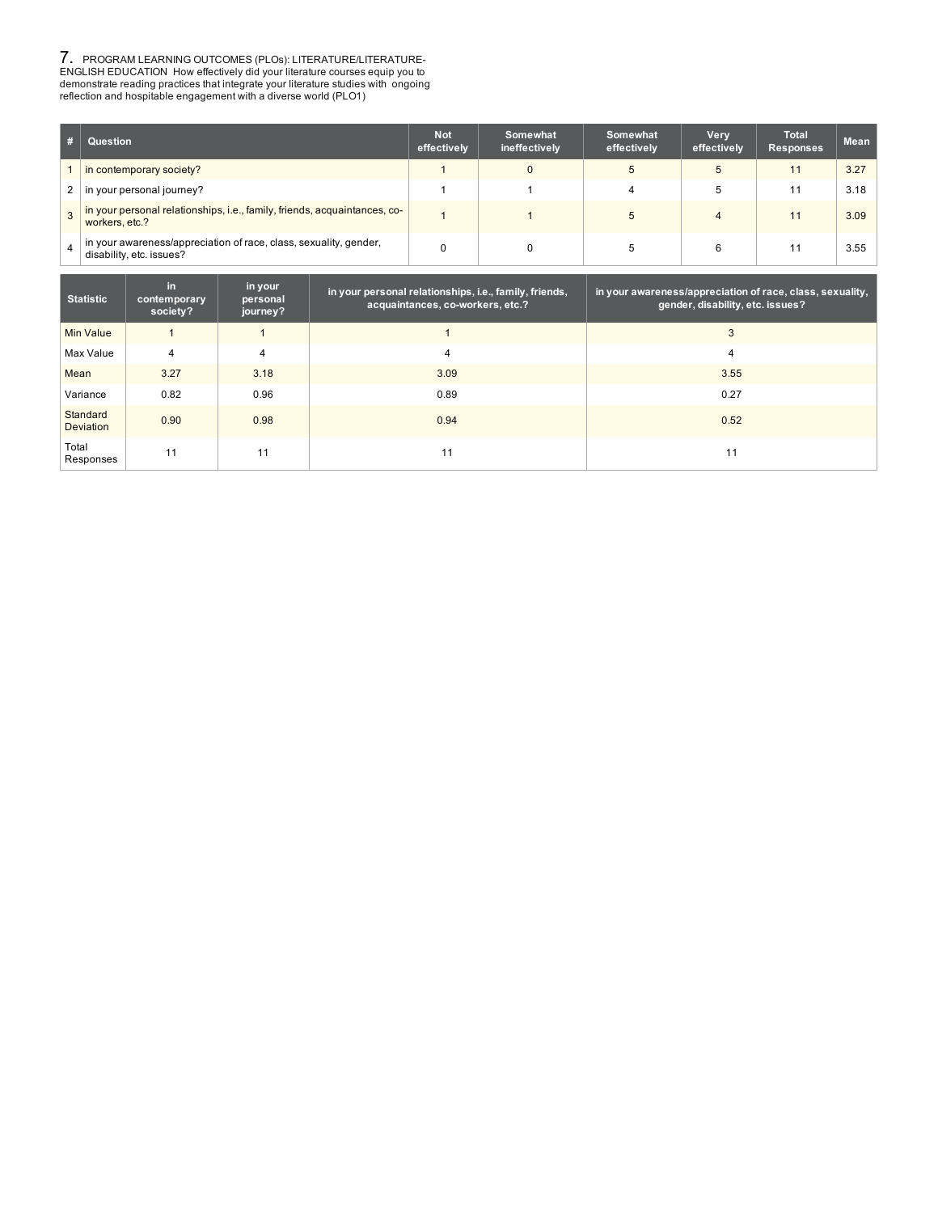7. PROGRAM LEARNING OUTCOMES (PLOs): LITERATURE/LITERATURE-ENGLISH EDUCATION How effectively did your literature courses equip you to demonstrate reading practices that integrate your literature studies with ongoing reflection and hospitable engagement with a diverse world (PLO1)

| # | Question | Not effectively | Somewhat ineffectively | Somewhat effectively | Very effectively | Total Responses | Mean |
|---|---|---|---|---|---|---|---|
| 1 | in contemporary society? | 1 | 0 | 5 | 5 | 11 | 3.27 |
| 2 | in your personal journey? | 1 | 1 | 4 | 5 | 11 | 3.18 |
| 3 | in your personal relationships, i.e., family, friends, acquaintances, co-workers, etc.? | 1 | 1 | 5 | 4 | 11 | 3.09 |
| 4 | in your awareness/appreciation of race, class, sexuality, gender, disability, etc. issues? | 0 | 0 | 5 | 6 | 11 | 3.55 |

| Statistic | in contemporary society? | in your personal journey? | in your personal relationships, i.e., family, friends, acquaintances, co-workers, etc.? | in your awareness/appreciation of race, class, sexuality, gender, disability, etc. issues? |
|---|---|---|---|---|
| Min Value | 1 | 1 | 1 | 3 |
| Max Value | 4 | 4 | 4 | 4 |
| Mean | 3.27 | 3.18 | 3.09 | 3.55 |
| Variance | 0.82 | 0.96 | 0.89 | 0.27 |
| Standard Deviation | 0.90 | 0.98 | 0.94 | 0.52 |
| Total Responses | 11 | 11 | 11 | 11 |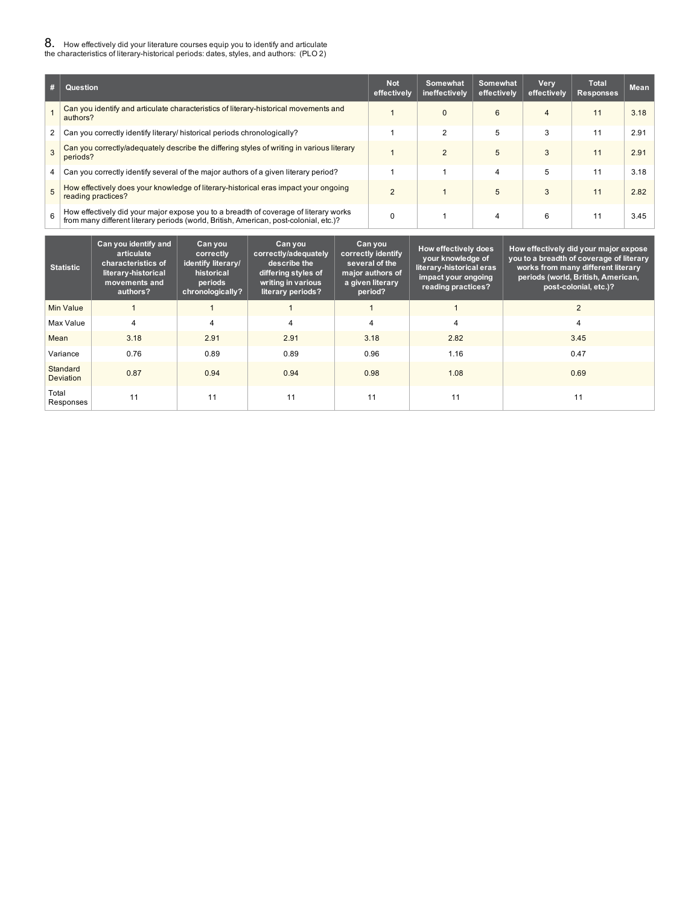8. How effectively did your literature courses equip you to identify and articulate the characteristics of literary-historical periods: dates, styles, and authors: (PLO 2)

| # | Question | Not effectively | Somewhat ineffectively | Somewhat effectively | Very effectively | Total Responses | Mean |
|---|---|---|---|---|---|---|---|
| 1 | Can you identify and articulate characteristics of literary-historical movements and authors? | 1 | 0 | 6 | 4 | 11 | 3.18 |
| 2 | Can you correctly identify literary/ historical periods chronologically? | 1 | 2 | 5 | 3 | 11 | 2.91 |
| 3 | Can you correctly/adequately describe the differing styles of writing in various literary periods? | 1 | 2 | 5 | 3 | 11 | 2.91 |
| 4 | Can you correctly identify several of the major authors of a given literary period? | 1 | 1 | 4 | 5 | 11 | 3.18 |
| 5 | How effectively does your knowledge of literary-historical eras impact your ongoing reading practices? | 2 | 1 | 5 | 3 | 11 | 2.82 |
| 6 | How effectively did your major expose you to a breadth of coverage of literary works from many different literary periods (world, British, American, post-colonial, etc.)? | 0 | 1 | 4 | 6 | 11 | 3.45 |

| Statistic | Can you identify and articulate characteristics of literary-historical movements and authors? | Can you correctly identify literary/ historical periods chronologically? | Can you correctly/adequately describe the differing styles of writing in various literary periods? | Can you correctly identify several of the major authors of a given literary period? | How effectively does your knowledge of literary-historical eras impact your ongoing reading practices? | How effectively did your major expose you to a breadth of coverage of literary works from many different literary periods (world, British, American, post-colonial, etc.)? |
|---|---|---|---|---|---|---|
| Min Value | 1 | 1 | 1 | 1 | 1 | 2 |
| Max Value | 4 | 4 | 4 | 4 | 4 | 4 |
| Mean | 3.18 | 2.91 | 2.91 | 3.18 | 2.82 | 3.45 |
| Variance | 0.76 | 0.89 | 0.89 | 0.96 | 1.16 | 0.47 |
| Standard Deviation | 0.87 | 0.94 | 0.94 | 0.98 | 1.08 | 0.69 |
| Total Responses | 11 | 11 | 11 | 11 | 11 | 11 |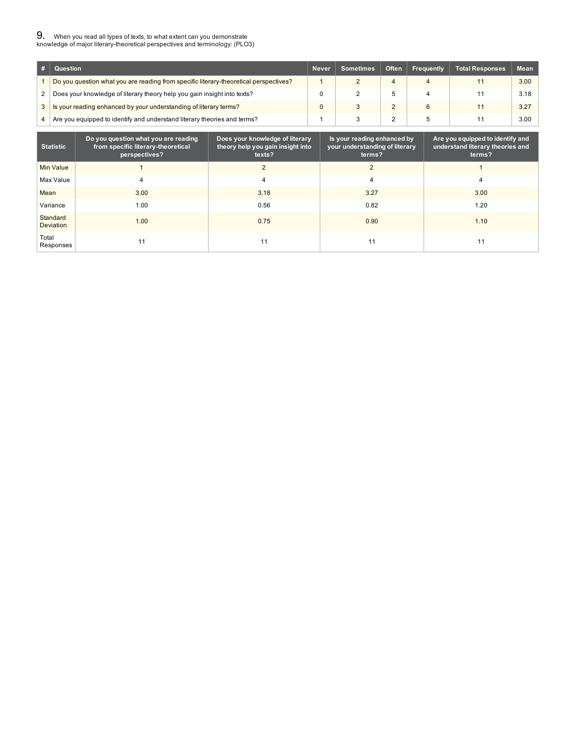9. When you read all types of texts, to what extent can you demonstrate knowledge of major literary-theoretical perspectives and terminology: (PLO3)

| # | Question | Never | Sometimes | Often | Frequently | Total Responses | Mean |
|---|---|---|---|---|---|---|---|
| 1 | Do you question what you are reading from specific literary-theoretical perspectives? | 1 | 2 | 4 | 4 | 11 | 3.00 |
| 2 | Does your knowledge of literary theory help you gain insight into texts? | 0 | 2 | 5 | 4 | 11 | 3.18 |
| 3 | Is your reading enhanced by your understanding of literary terms? | 0 | 3 | 2 | 6 | 11 | 3.27 |
| 4 | Are you equipped to identify and understand literary theories and terms? | 1 | 3 | 2 | 5 | 11 | 3.00 |

| Statistic | Do you question what you are reading from specific literary-theoretical perspectives? | Does your knowledge of literary theory help you gain insight into texts? | Is your reading enhanced by your understanding of literary terms? | Are you equipped to identify and understand literary theories and terms? |
|---|---|---|---|---|
| Min Value | 1 | 2 | 2 | 1 |
| Max Value | 4 | 4 | 4 | 4 |
| Mean | 3.00 | 3.18 | 3.27 | 3.00 |
| Variance | 1.00 | 0.56 | 0.82 | 1.20 |
| Standard Deviation | 1.00 | 0.75 | 0.90 | 1.10 |
| Total Responses | 11 | 11 | 11 | 11 |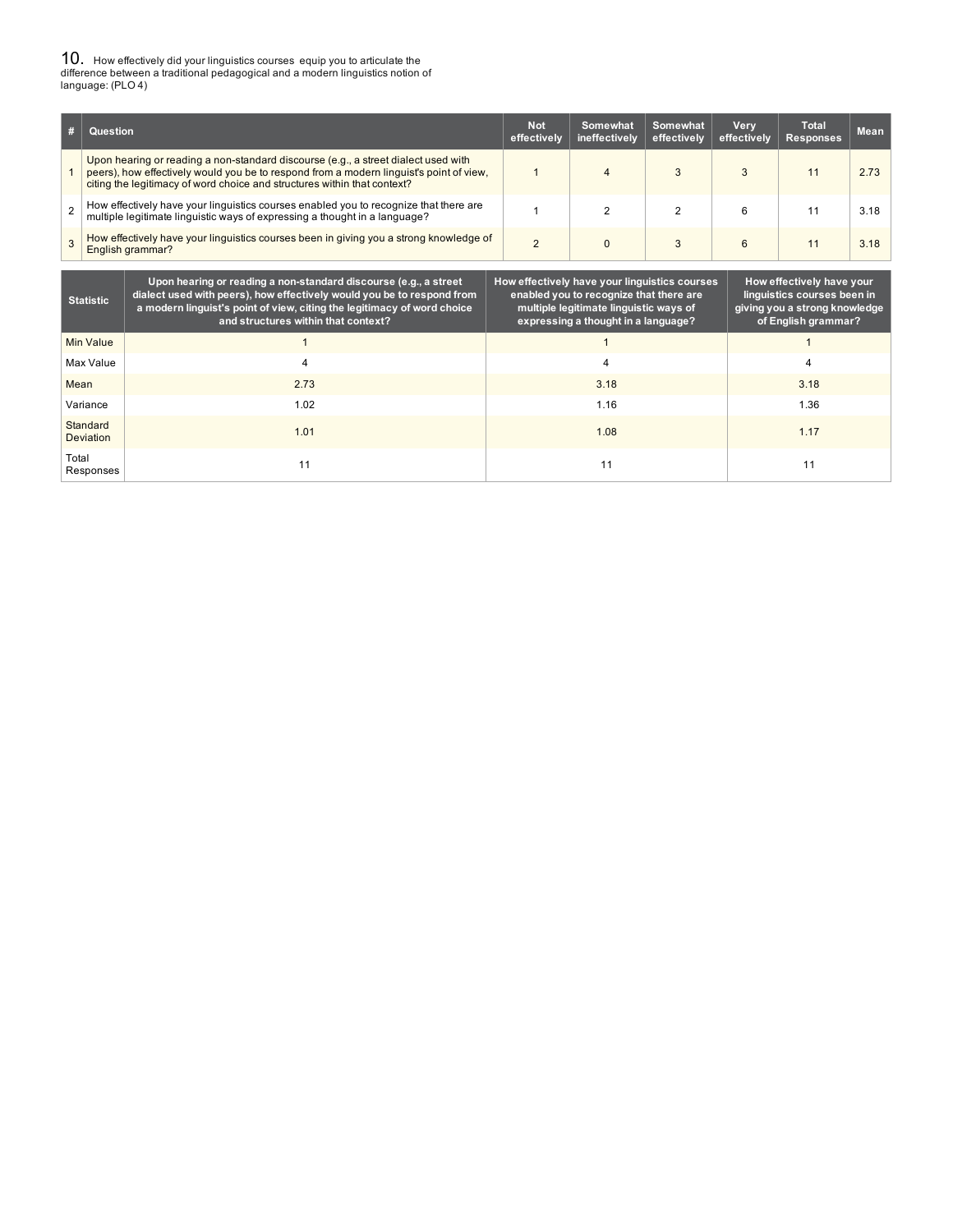## 10. How effectively did your linguistics courses equip you to articulate the difference between a traditional pedagogical and a modern linguistics notion of language: (PLO 4)

| # | Question | Not effectively | Somewhat ineffectively | Somewhat effectively | Very effectively | Total Responses | Mean |
|---|---|---|---|---|---|---|---|
| 1 | Upon hearing or reading a non-standard discourse (e.g., a street dialect used with peers), how effectively would you be to respond from a modern linguist's point of view, citing the legitimacy of word choice and structures within that context? | 1 | 4 | 3 | 3 | 11 | 2.73 |
| 2 | How effectively have your linguistics courses enabled you to recognize that there are multiple legitimate linguistic ways of expressing a thought in a language? | 1 | 2 | 2 | 6 | 11 | 3.18 |
| 3 | How effectively have your linguistics courses been in giving you a strong knowledge of English grammar? | 2 | 0 | 3 | 6 | 11 | 3.18 |

| Statistic | Upon hearing or reading a non-standard discourse (e.g., a street dialect used with peers), how effectively would you be to respond from a modern linguist's point of view, citing the legitimacy of word choice and structures within that context? | How effectively have your linguistics courses enabled you to recognize that there are multiple legitimate linguistic ways of expressing a thought in a language? | How effectively have your linguistics courses been in giving you a strong knowledge of English grammar? |
|---|---|---|---|
| Min Value | 1 | 1 | 1 |
| Max Value | 4 | 4 | 4 |
| Mean | 2.73 | 3.18 | 3.18 |
| Variance | 1.02 | 1.16 | 1.36 |
| Standard Deviation | 1.01 | 1.08 | 1.17 |
| Total Responses | 11 | 11 | 11 |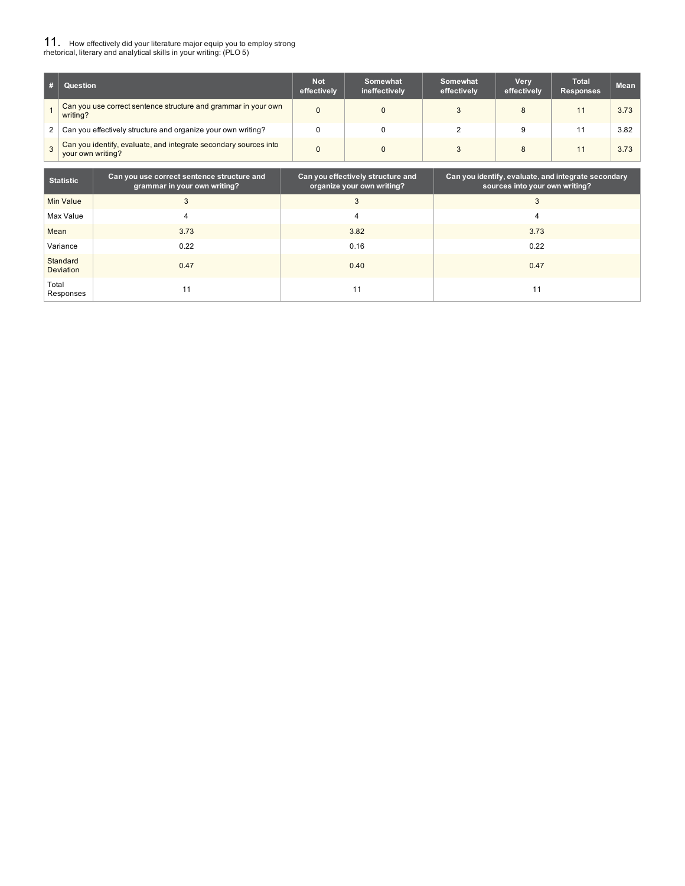## 11. How effectively did your literature major equip you to employ strong rhetorical, literary and analytical skills in your writing: (PLO 5)

| # | Question | Not effectively | Somewhat ineffectively | Somewhat effectively | Very effectively | Total Responses | Mean |
|---|---|---|---|---|---|---|---|
| 1 | Can you use correct sentence structure and grammar in your own writing? | 0 | 0 | 3 | 8 | 11 | 3.73 |
| 2 | Can you effectively structure and organize your own writing? | 0 | 0 | 2 | 9 | 11 | 3.82 |
| 3 | Can you identify, evaluate, and integrate secondary sources into your own writing? | 0 | 0 | 3 | 8 | 11 | 3.73 |

| Statistic | Can you use correct sentence structure and grammar in your own writing? | Can you effectively structure and organize your own writing? | Can you identify, evaluate, and integrate secondary sources into your own writing? |
|---|---|---|---|
| Min Value | 3 | 3 | 3 |
| Max Value | 4 | 4 | 4 |
| Mean | 3.73 | 3.82 | 3.73 |
| Variance | 0.22 | 0.16 | 0.22 |
| Standard Deviation | 0.47 | 0.40 | 0.47 |
| Total Responses | 11 | 11 | 11 |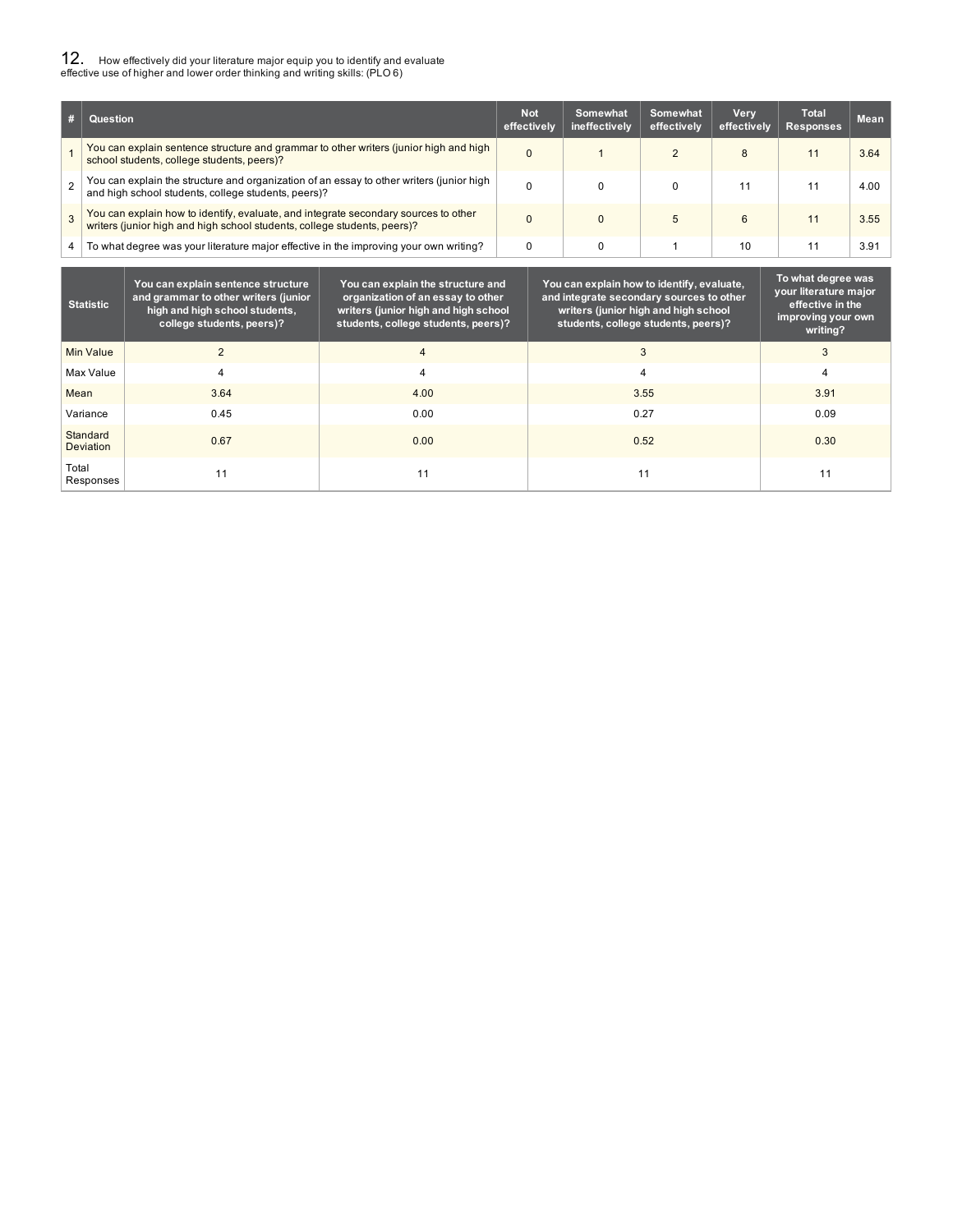## 12. How effectively did your literature major equip you to identify and evaluate effective use of higher and lower order thinking and writing skills: (PLO 6)

| # | Question | Not effectively | Somewhat ineffectively | Somewhat effectively | Very effectively | Total Responses | Mean |
|---|---|---|---|---|---|---|---|
| 1 | You can explain sentence structure and grammar to other writers (junior high and high school students, college students, peers)? | 0 | 1 | 2 | 8 | 11 | 3.64 |
| 2 | You can explain the structure and organization of an essay to other writers (junior high and high school students, college students, peers)? | 0 | 0 | 0 | 11 | 11 | 4.00 |
| 3 | You can explain how to identify, evaluate, and integrate secondary sources to other writers (junior high and high school students, college students, peers)? | 0 | 0 | 5 | 6 | 11 | 3.55 |
| 4 | To what degree was your literature major effective in the improving your own writing? | 0 | 0 | 1 | 10 | 11 | 3.91 |

| Statistic | You can explain sentence structure and grammar to other writers (junior high and high school students, college students, peers)? | You can explain the structure and organization of an essay to other writers (junior high and high school students, college students, peers)? | You can explain how to identify, evaluate, and integrate secondary sources to other writers (junior high and high school students, college students, peers)? | To what degree was your literature major effective in the improving your own writing? |
|---|---|---|---|---|
| Min Value | 2 | 4 | 3 | 3 |
| Max Value | 4 | 4 | 4 | 4 |
| Mean | 3.64 | 4.00 | 3.55 | 3.91 |
| Variance | 0.45 | 0.00 | 0.27 | 0.09 |
| Standard Deviation | 0.67 | 0.00 | 0.52 | 0.30 |
| Total Responses | 11 | 11 | 11 | 11 |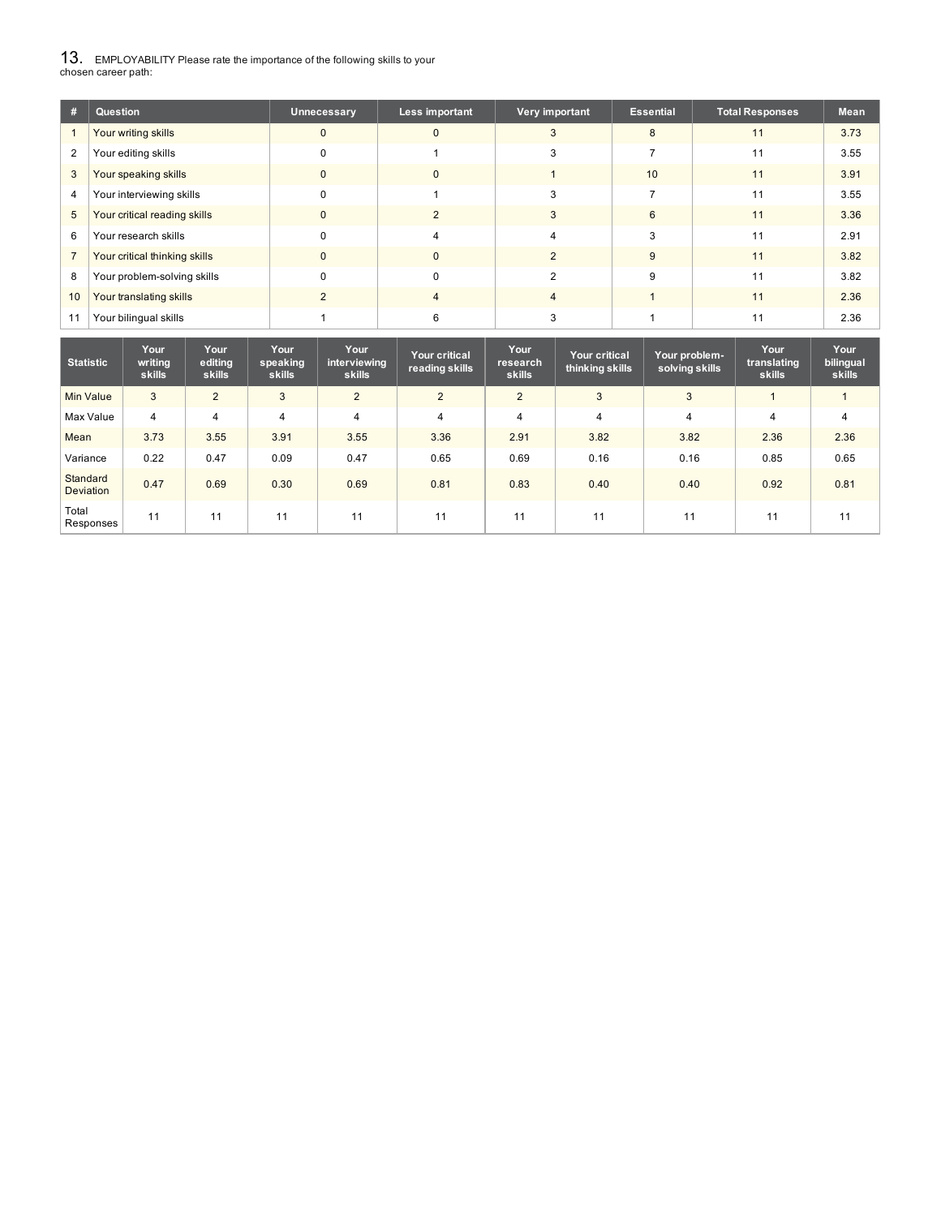13. EMPLOYABILITY Please rate the importance of the following skills to your chosen career path:

| # | Question | Unnecessary | Less important | Very important | Essential | Total Responses | Mean |
|---|---|---|---|---|---|---|---|
| 1 | Your writing skills | 0 | 0 | 3 | 8 | 11 | 3.73 |
| 2 | Your editing skills | 0 | 1 | 3 | 7 | 11 | 3.55 |
| 3 | Your speaking skills | 0 | 0 | 1 | 10 | 11 | 3.91 |
| 4 | Your interviewing skills | 0 | 1 | 3 | 7 | 11 | 3.55 |
| 5 | Your critical reading skills | 0 | 2 | 3 | 6 | 11 | 3.36 |
| 6 | Your research skills | 0 | 4 | 4 | 3 | 11 | 2.91 |
| 7 | Your critical thinking skills | 0 | 0 | 2 | 9 | 11 | 3.82 |
| 8 | Your problem-solving skills | 0 | 0 | 2 | 9 | 11 | 3.82 |
| 10 | Your translating skills | 2 | 4 | 4 | 1 | 11 | 2.36 |
| 11 | Your bilingual skills | 1 | 6 | 3 | 1 | 11 | 2.36 |

| Statistic | Your writing skills | Your editing skills | Your speaking skills | Your interviewing skills | Your critical reading skills | Your research skills | Your critical thinking skills | Your problem-solving skills | Your translating skills | Your bilingual skills |
|---|---|---|---|---|---|---|---|---|---|---|
| Min Value | 3 | 2 | 3 | 2 | 2 | 2 | 3 | 3 | 1 | 1 |
| Max Value | 4 | 4 | 4 | 4 | 4 | 4 | 4 | 4 | 4 | 4 |
| Mean | 3.73 | 3.55 | 3.91 | 3.55 | 3.36 | 2.91 | 3.82 | 3.82 | 2.36 | 2.36 |
| Variance | 0.22 | 0.47 | 0.09 | 0.47 | 0.65 | 0.69 | 0.16 | 0.16 | 0.85 | 0.65 |
| Standard Deviation | 0.47 | 0.69 | 0.30 | 0.69 | 0.81 | 0.83 | 0.40 | 0.40 | 0.92 | 0.81 |
| Total Responses | 11 | 11 | 11 | 11 | 11 | 11 | 11 | 11 | 11 | 11 |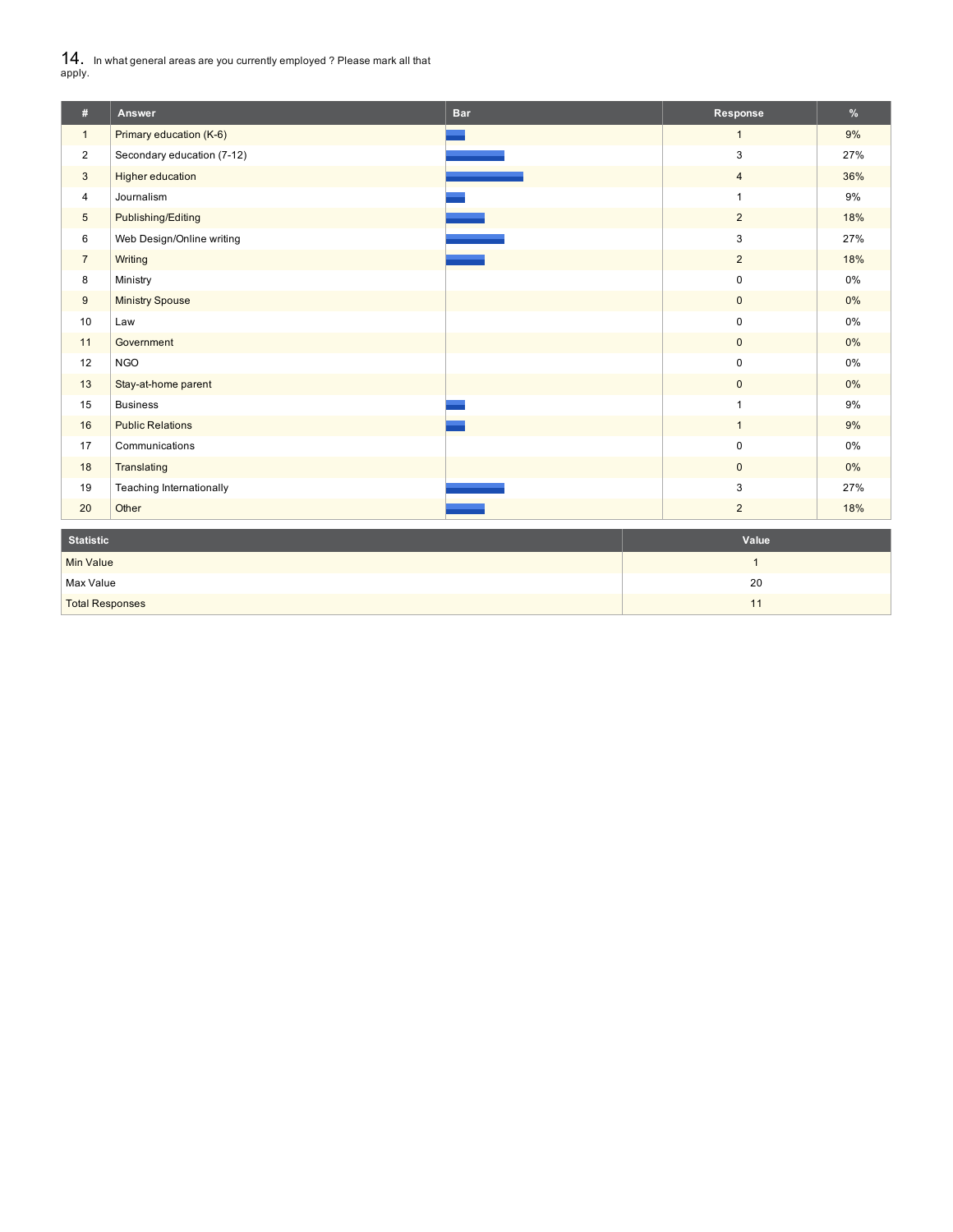14. In what general areas are you currently employed ? Please mark all that apply.

| # | Answer | Bar | Response | % |
|---|---|---|---|---|
| 1 | Primary education (K-6) | | 1 | 9% |
| 2 | Secondary education (7-12) | | 3 | 27% |
| 3 | Higher education | | 4 | 36% |
| 4 | Journalism | | 1 | 9% |
| 5 | Publishing/Editing | | 2 | 18% |
| 6 | Web Design/Online writing | | 3 | 27% |
| 7 | Writing | | 2 | 18% |
| 8 | Ministry | | 0 | 0% |
| 9 | Ministry Spouse | | 0 | 0% |
| 10 | Law | | 0 | 0% |
| 11 | Government | | 0 | 0% |
| 12 | NGO | | 0 | 0% |
| 13 | Stay-at-home parent | | 0 | 0% |
| 15 | Business | | 1 | 9% |
| 16 | Public Relations | | 1 | 9% |
| 17 | Communications | | 0 | 0% |
| 18 | Translating | | 0 | 0% |
| 19 | Teaching Internationally | | 3 | 27% |
| 20 | Other | | 2 | 18% |

| Statistic | Value |
|---|---|
| Min Value | 1 |
| Max Value | 20 |
| Total Responses | 11 |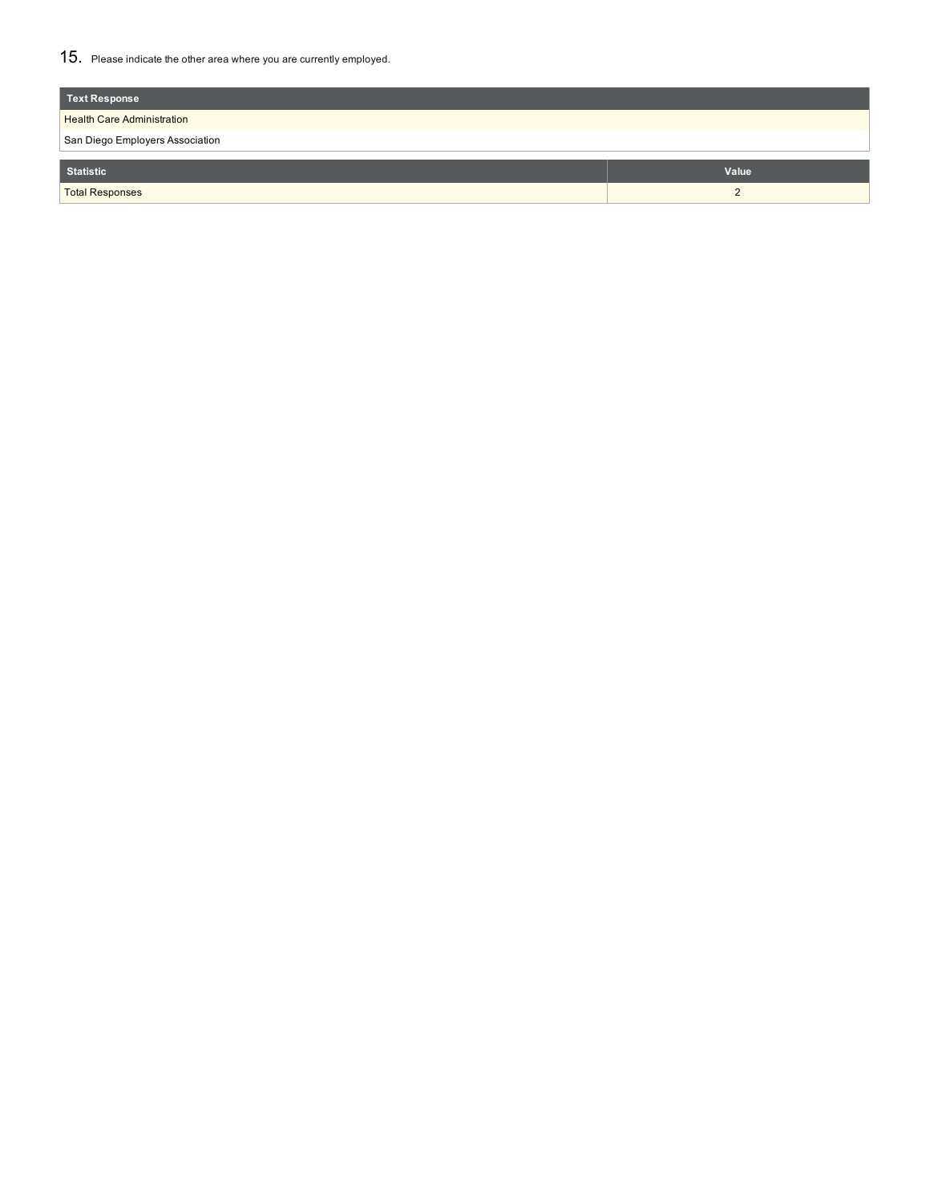15. Please indicate the other area where you are currently employed.

| Text Response |
| --- |
| Health Care Administration |
| San Diego Employers Association |

| Statistic | Value |
| --- | --- |
| Total Responses | 2 |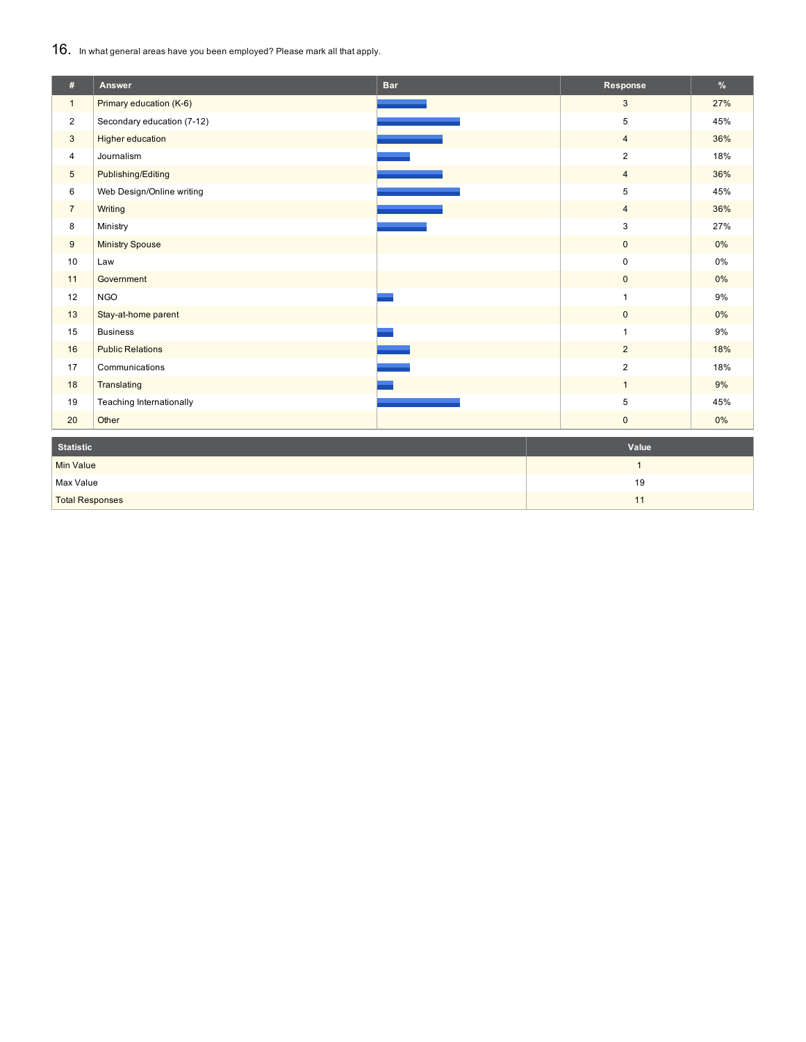## 16. In what general areas have you been employed? Please mark all that apply.

| # | Answer | Bar | Response | % |
|---|---|---|---|---|
| 1 | Primary education (K-6) | | 3 | 27% |
| 2 | Secondary education (7-12) | | 5 | 45% |
| 3 | Higher education | | 4 | 36% |
| 4 | Journalism | | 2 | 18% |
| 5 | Publishing/Editing | | 4 | 36% |
| 6 | Web Design/Online writing | | 5 | 45% |
| 7 | Writing | | 4 | 36% |
| 8 | Ministry | | 3 | 27% |
| 9 | Ministry Spouse | | 0 | 0% |
| 10 | Law | | 0 | 0% |
| 11 | Government | | 0 | 0% |
| 12 | NGO | | 1 | 9% |
| 13 | Stay-at-home parent | | 0 | 0% |
| 15 | Business | | 1 | 9% |
| 16 | Public Relations | | 2 | 18% |
| 17 | Communications | | 2 | 18% |
| 18 | Translating | | 1 | 9% |
| 19 | Teaching Internationally | | 5 | 45% |
| 20 | Other | | 0 | 0% |

| Statistic | Value |
|---|---|
| Min Value | 1 |
| Max Value | 19 |
| Total Responses | 11 |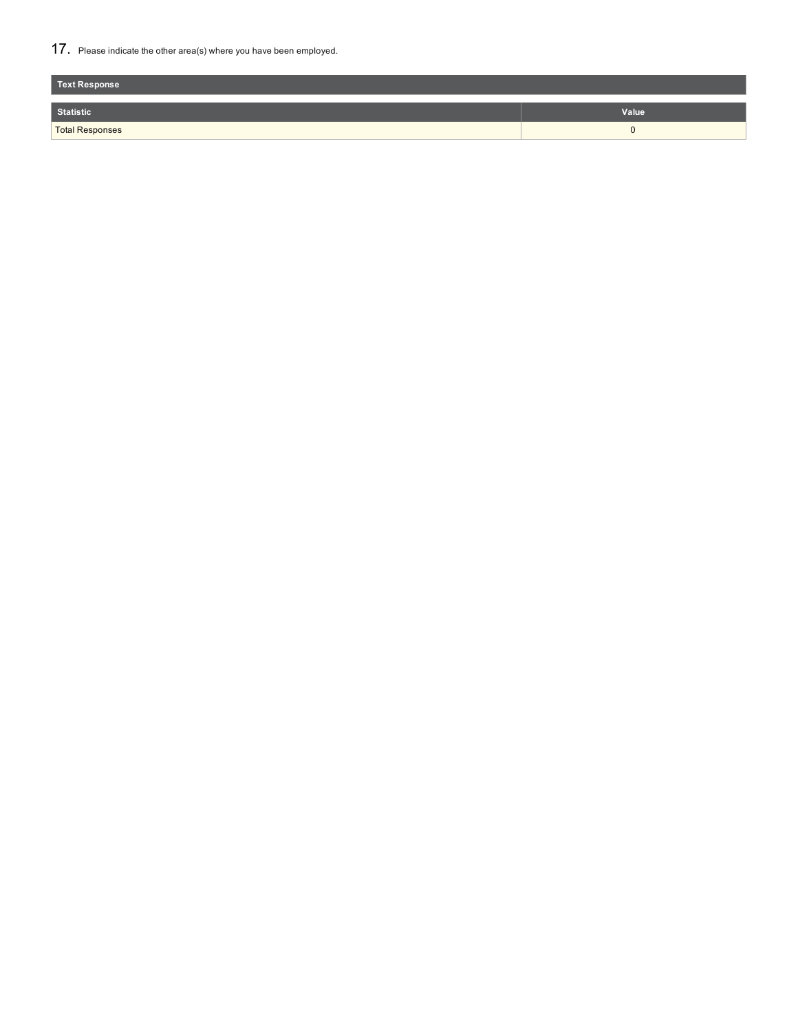17. Please indicate the other area(s) where you have been employed.

| Text Response |
| --- |

| Statistic | Value |
| --- | --- |
| Total Responses | 0 |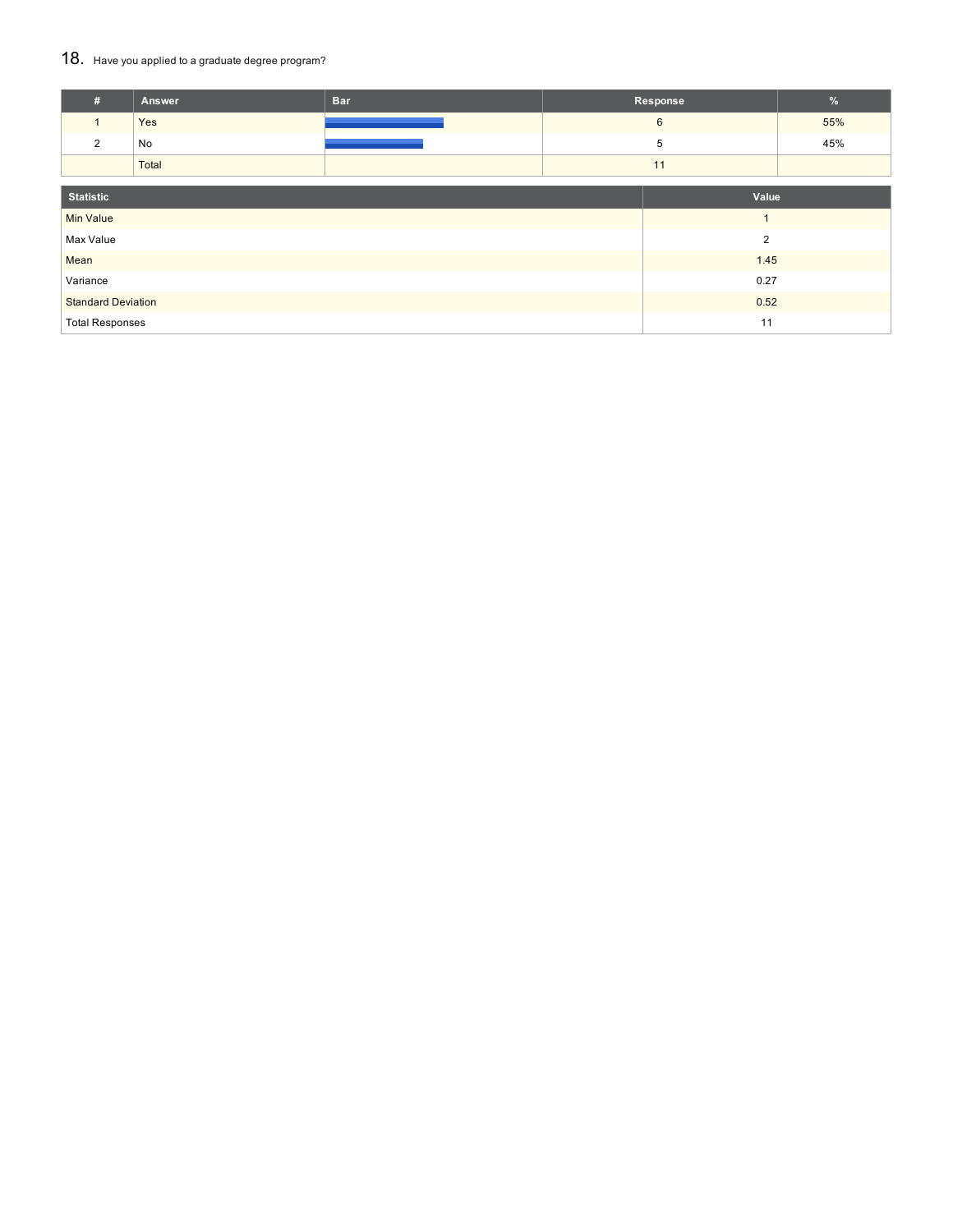## 18. Have you applied to a graduate degree program?

| # | Answer | Bar | Response | % |
|---|---|---|---|---|
| 1 | Yes | | 6 | 55% |
| 2 | No | | 5 | 45% |
| | Total | | 11 | |

| Statistic | Value |
|---|---|
| Min Value | 1 |
| Max Value | 2 |
| Mean | 1.45 |
| Variance | 0.27 |
| Standard Deviation | 0.52 |
| Total Responses | 11 |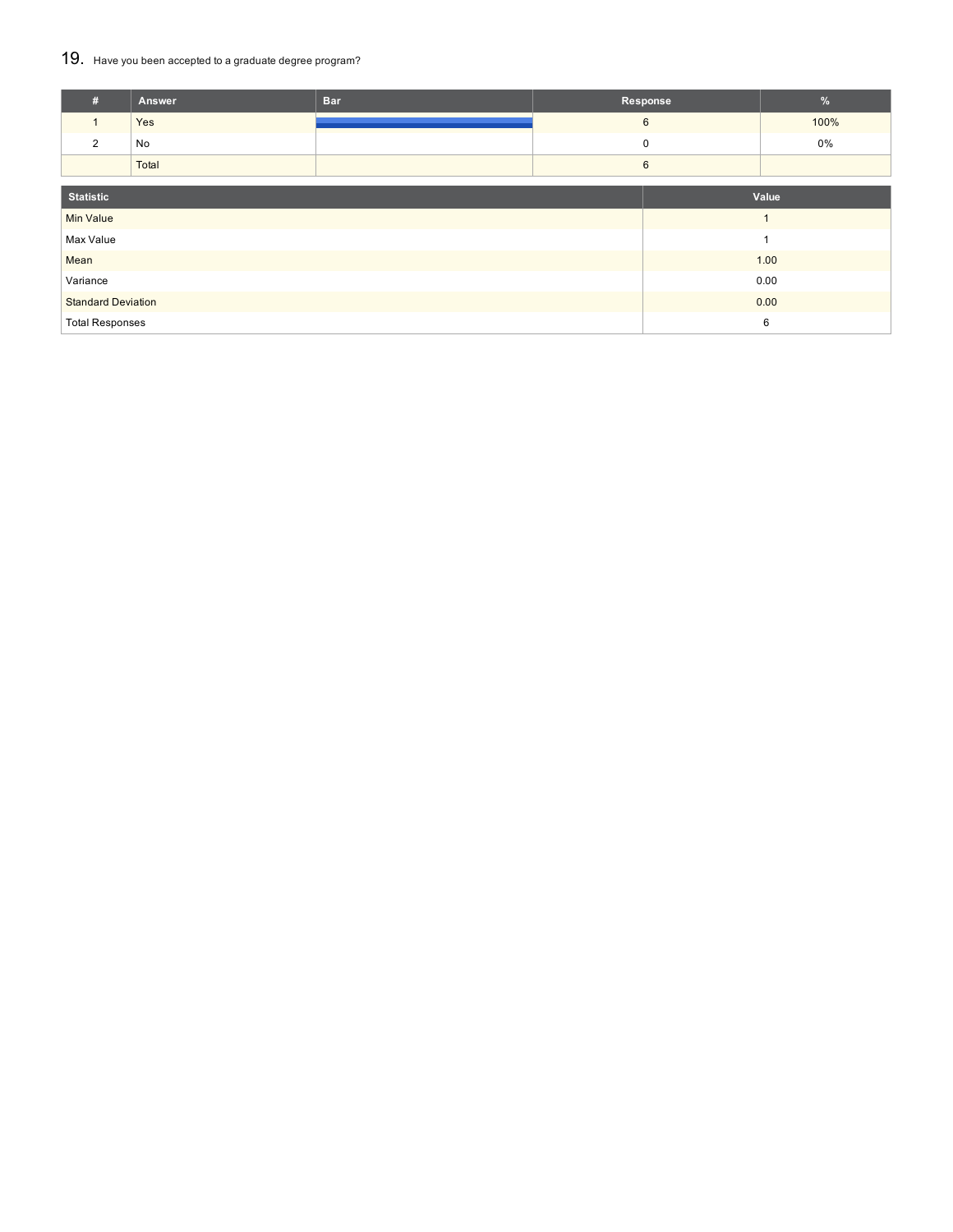## 19. Have you been accepted to a graduate degree program?

| # | Answer | Bar | Response | % |
|---|---|---|---|---|
| 1 | Yes | | 6 | 100% |
| 2 | No | | 0 | 0% |
| | Total | | 6 | |

| Statistic | Value |
|---|---|
| Min Value | 1 |
| Max Value | 1 |
| Mean | 1.00 |
| Variance | 0.00 |
| Standard Deviation | 0.00 |
| Total Responses | 6 |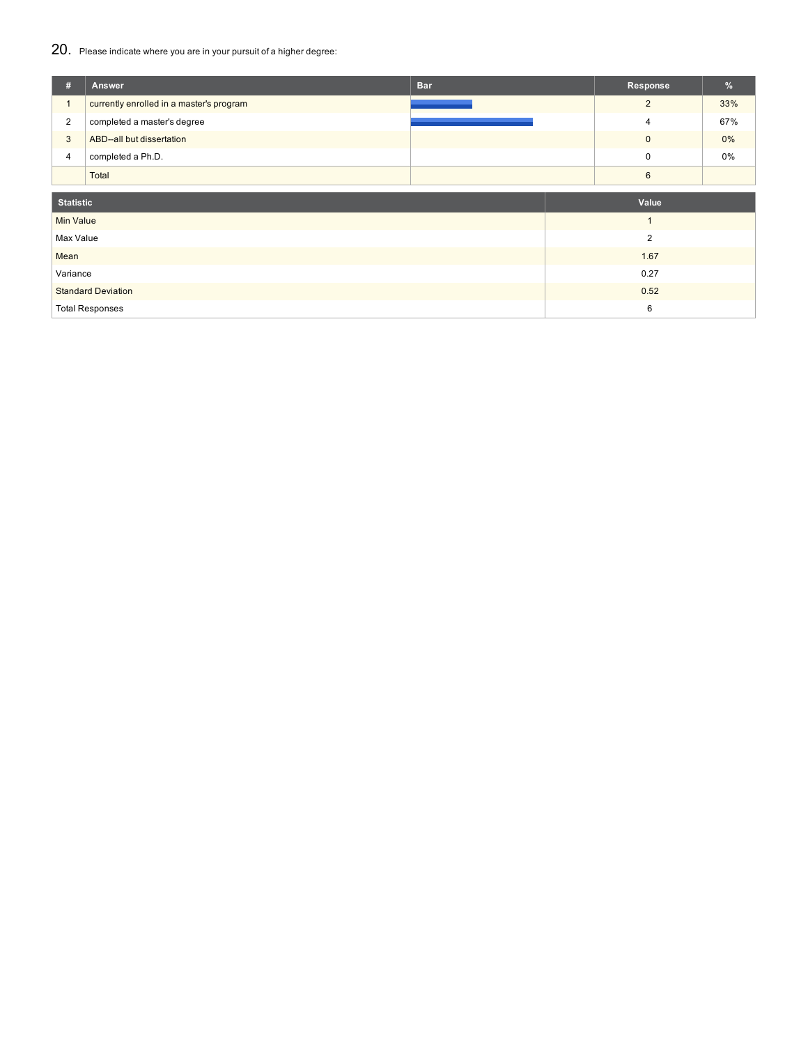## 20. Please indicate where you are in your pursuit of a higher degree:

| # | Answer | Bar | Response | % |
|---|---|---|---|---|
| 1 | currently enrolled in a master's program | | 2 | 33% |
| 2 | completed a master's degree | | 4 | 67% |
| 3 | ABD--all but dissertation | | 0 | 0% |
| 4 | completed a Ph.D. | | 0 | 0% |
| | Total | | 6 | |

| Statistic | Value |
|---|---|
| Min Value | 1 |
| Max Value | 2 |
| Mean | 1.67 |
| Variance | 0.27 |
| Standard Deviation | 0.52 |
| Total Responses | 6 |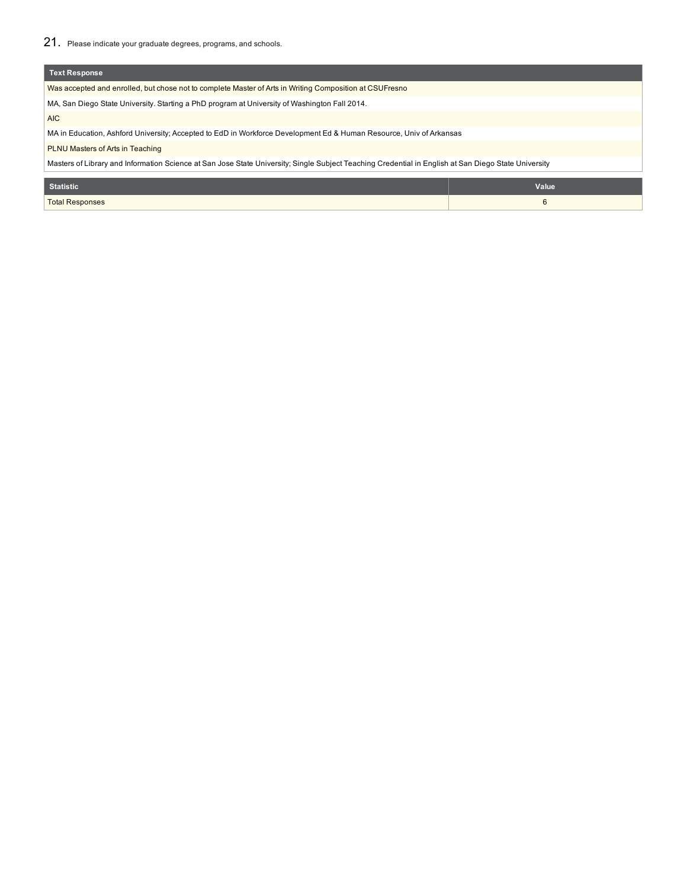## 21. Please indicate your graduate degrees, programs, and schools.

| Text Response |
| --- |
| Was accepted and enrolled, but chose not to complete Master of Arts in Writing Composition at CSUFresno |
| MA, San Diego State University. Starting a PhD program at University of Washington Fall 2014. |
| AIC |
| MA in Education, Ashford University; Accepted to EdD in Workforce Development Ed & Human Resource, Univ of Arkansas |
| PLNU Masters of Arts in Teaching |
| Masters of Library and Information Science at San Jose State University; Single Subject Teaching Credential in English at San Diego State University |

| Statistic | Value |
| --- | --- |
| Total Responses | 6 |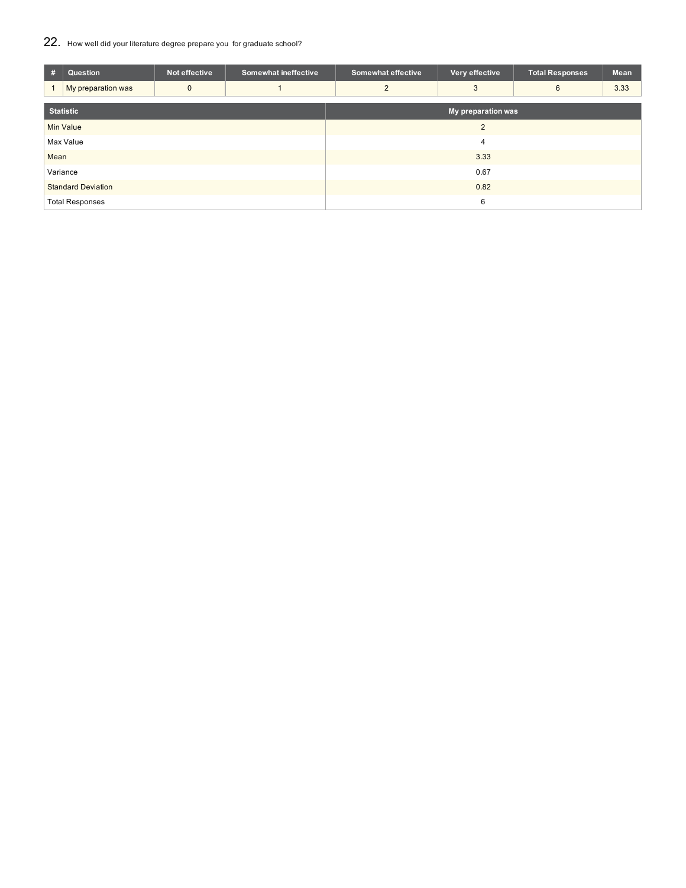## 22. How well did your literature degree prepare you for graduate school?

| # | Question | Not effective | Somewhat ineffective | Somewhat effective | Very effective | Total Responses | Mean |
|---|---|---|---|---|---|---|---|
| 1 | My preparation was | 0 | 1 | 2 | 3 | 6 | 3.33 |

| Statistic | My preparation was |
|---|---|
| Min Value | 2 |
| Max Value | 4 |
| Mean | 3.33 |
| Variance | 0.67 |
| Standard Deviation | 0.82 |
| Total Responses | 6 |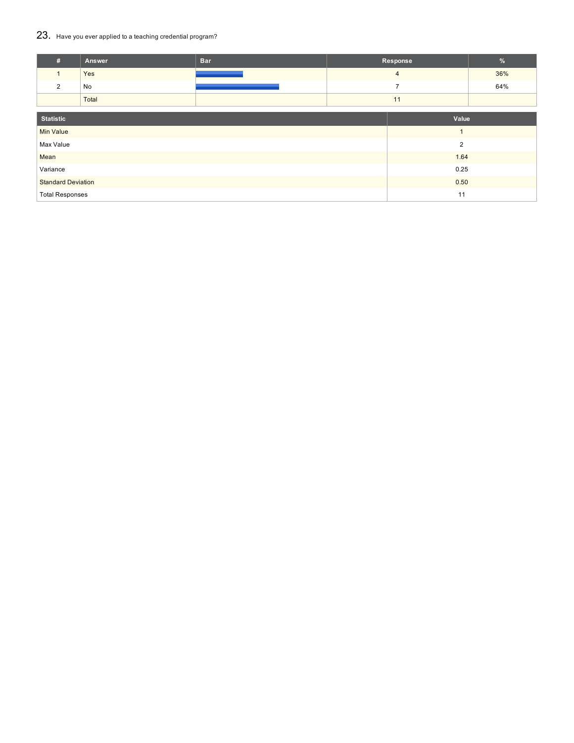## 23. Have you ever applied to a teaching credential program?

| # | Answer | Bar | Response | % |
|---|---|---|---|---|
| 1 | Yes | | 4 | 36% |
| 2 | No | | 7 | 64% |
| | Total | | 11 | |

| Statistic | Value |
|---|---|
| Min Value | 1 |
| Max Value | 2 |
| Mean | 1.64 |
| Variance | 0.25 |
| Standard Deviation | 0.50 |
| Total Responses | 11 |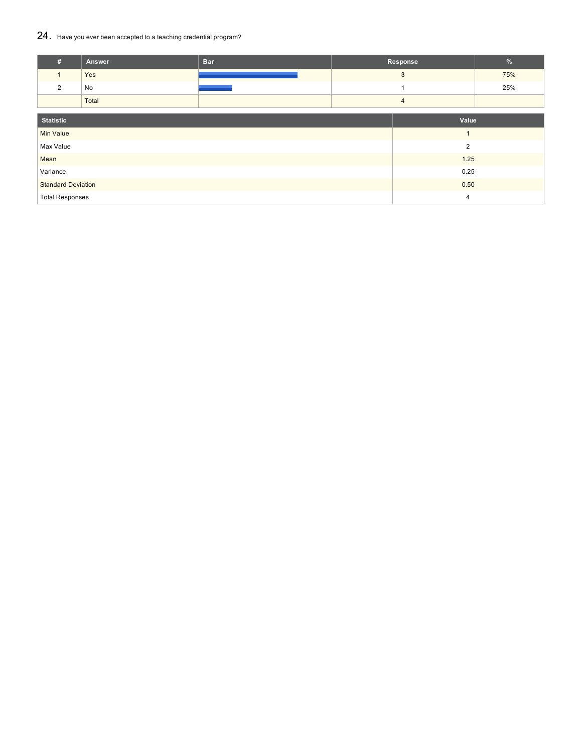## 24. Have you ever been accepted to a teaching credential program?

| # | Answer | Bar | Response | % |
|---|---|---|---|---|
| 1 | Yes | | 3 | 75% |
| 2 | No | | 1 | 25% |
| | Total | | 4 | |

| Statistic | Value |
|---|---|
| Min Value | 1 |
| Max Value | 2 |
| Mean | 1.25 |
| Variance | 0.25 |
| Standard Deviation | 0.50 |
| Total Responses | 4 |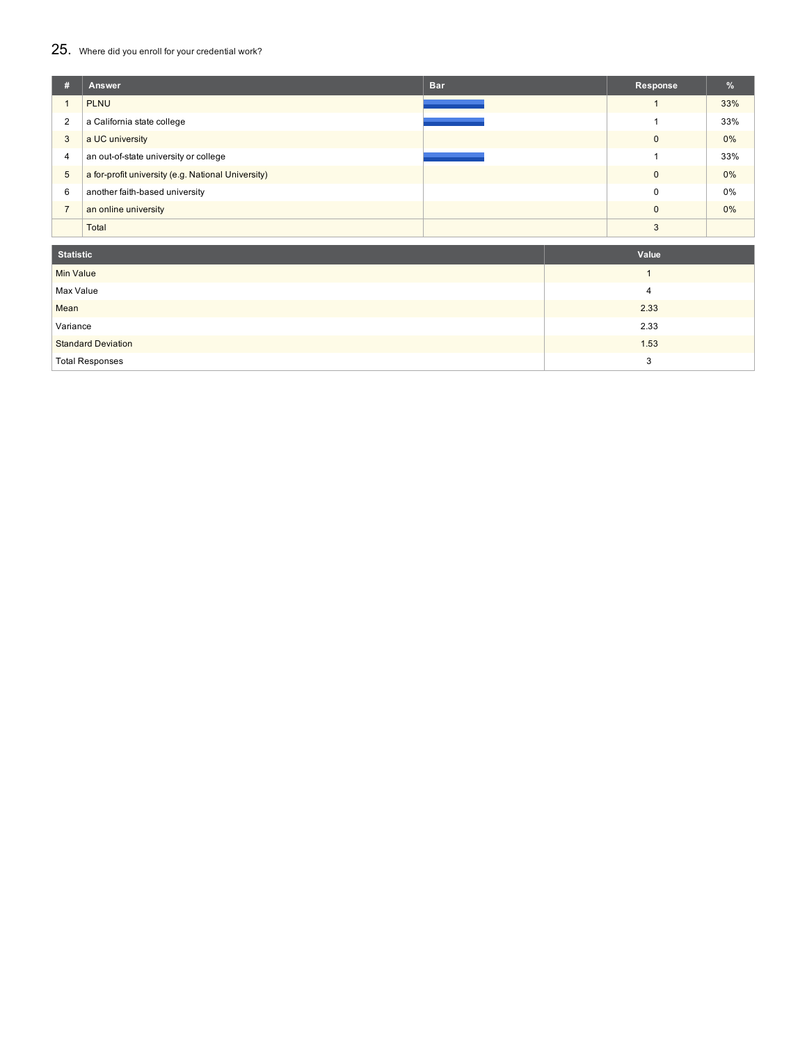## 25. Where did you enroll for your credential work?

| # | Answer | Bar | Response | % |
|---|---|---|---|---|
| 1 | PLNU | | 1 | 33% |
| 2 | a California state college | | 1 | 33% |
| 3 | a UC university | | 0 | 0% |
| 4 | an out-of-state university or college | | 1 | 33% |
| 5 | a for-profit university (e.g. National University) | | 0 | 0% |
| 6 | another faith-based university | | 0 | 0% |
| 7 | an online university | | 0 | 0% |
| | Total | | 3 | |

| Statistic | Value |
|---|---|
| Min Value | 1 |
| Max Value | 4 |
| Mean | 2.33 |
| Variance | 2.33 |
| Standard Deviation | 1.53 |
| Total Responses | 3 |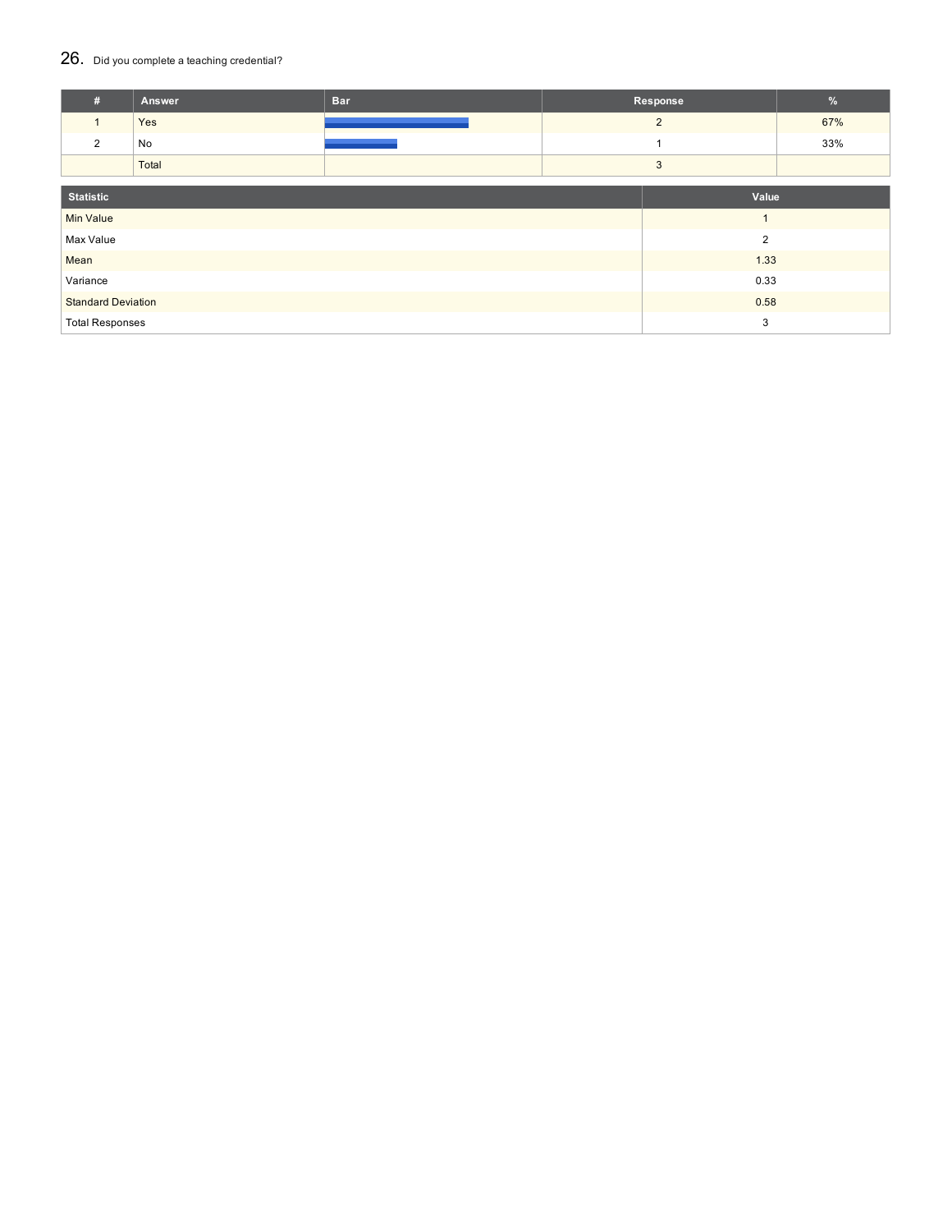## 26. Did you complete a teaching credential?

| # | Answer | Bar | Response | % |
|---|---|---|---|---|
| 1 | Yes | | 2 | 67% |
| 2 | No | | 1 | 33% |
| | Total | | 3 | |

| Statistic | Value |
|---|---|
| Min Value | 1 |
| Max Value | 2 |
| Mean | 1.33 |
| Variance | 0.33 |
| Standard Deviation | 0.58 |
| Total Responses | 3 |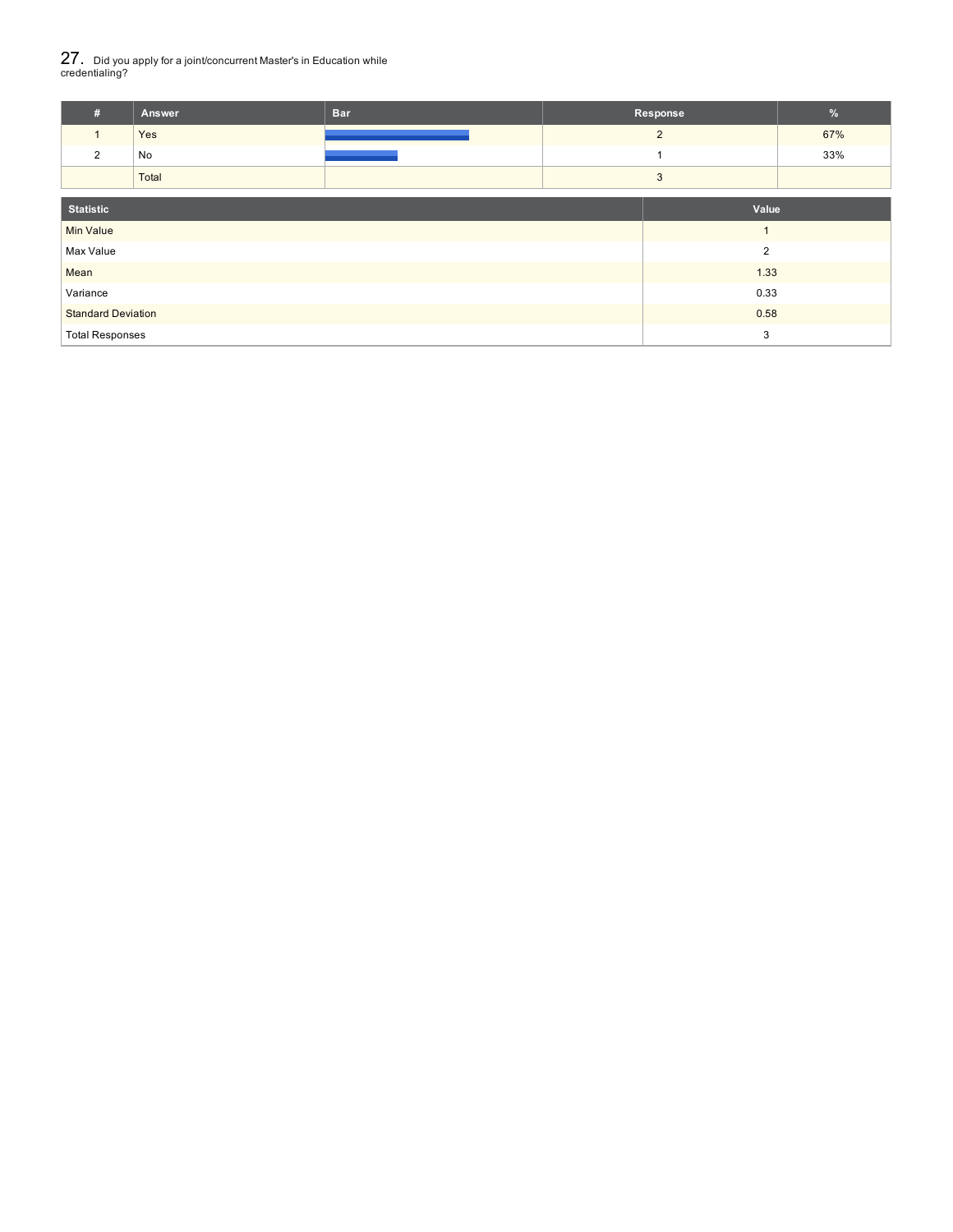## 27. Did you apply for a joint/concurrent Master's in Education while credentialing?

| # | Answer | Bar | Response | % |
|---|---|---|---|---|
| 1 | Yes | | 2 | 67% |
| 2 | No | | 1 | 33% |
| | Total | | 3 | |

| Statistic | Value |
|---|---|
| Min Value | 1 |
| Max Value | 2 |
| Mean | 1.33 |
| Variance | 0.33 |
| Standard Deviation | 0.58 |
| Total Responses | 3 |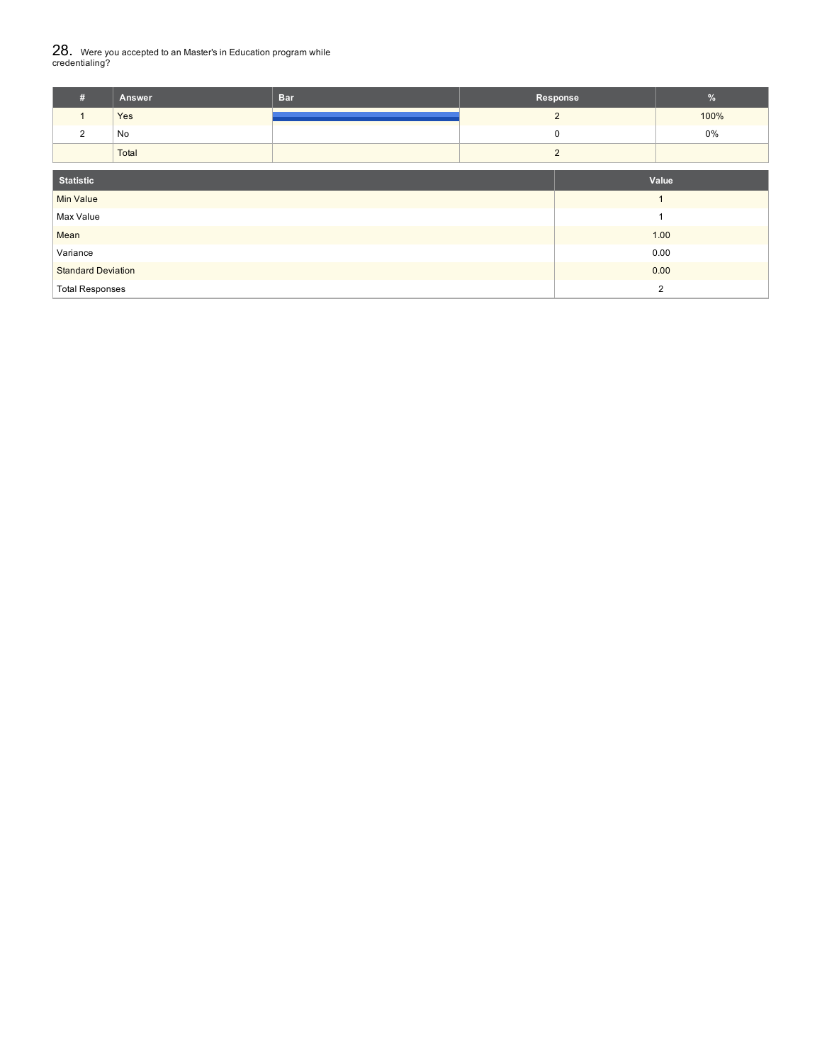## 28. Were you accepted to an Master's in Education program while credentialing?

| # | Answer | Bar | Response | % |
|---|---|---|---|---|
| 1 | Yes | | 2 | 100% |
| 2 | No | | 0 | 0% |
| | Total | | 2 | |

| Statistic | Value |
|---|---|
| Min Value | 1 |
| Max Value | 1 |
| Mean | 1.00 |
| Variance | 0.00 |
| Standard Deviation | 0.00 |
| Total Responses | 2 |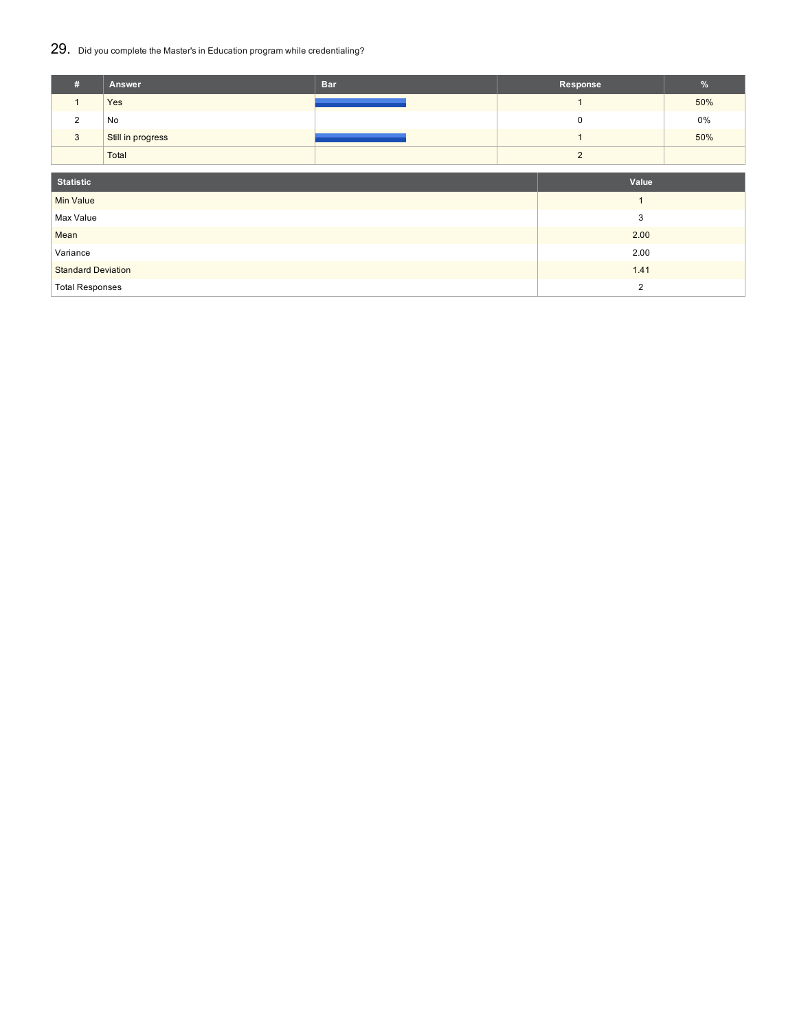## 29. Did you complete the Master's in Education program while credentialing?

| # | Answer | Bar | Response | % |
|---|---|---|---|---|
| 1 | Yes | | 1 | 50% |
| 2 | No | | 0 | 0% |
| 3 | Still in progress | | 1 | 50% |
| | Total | | 2 | |

| Statistic | Value |
|---|---|
| Min Value | 1 |
| Max Value | 3 |
| Mean | 2.00 |
| Variance | 2.00 |
| Standard Deviation | 1.41 |
| Total Responses | 2 |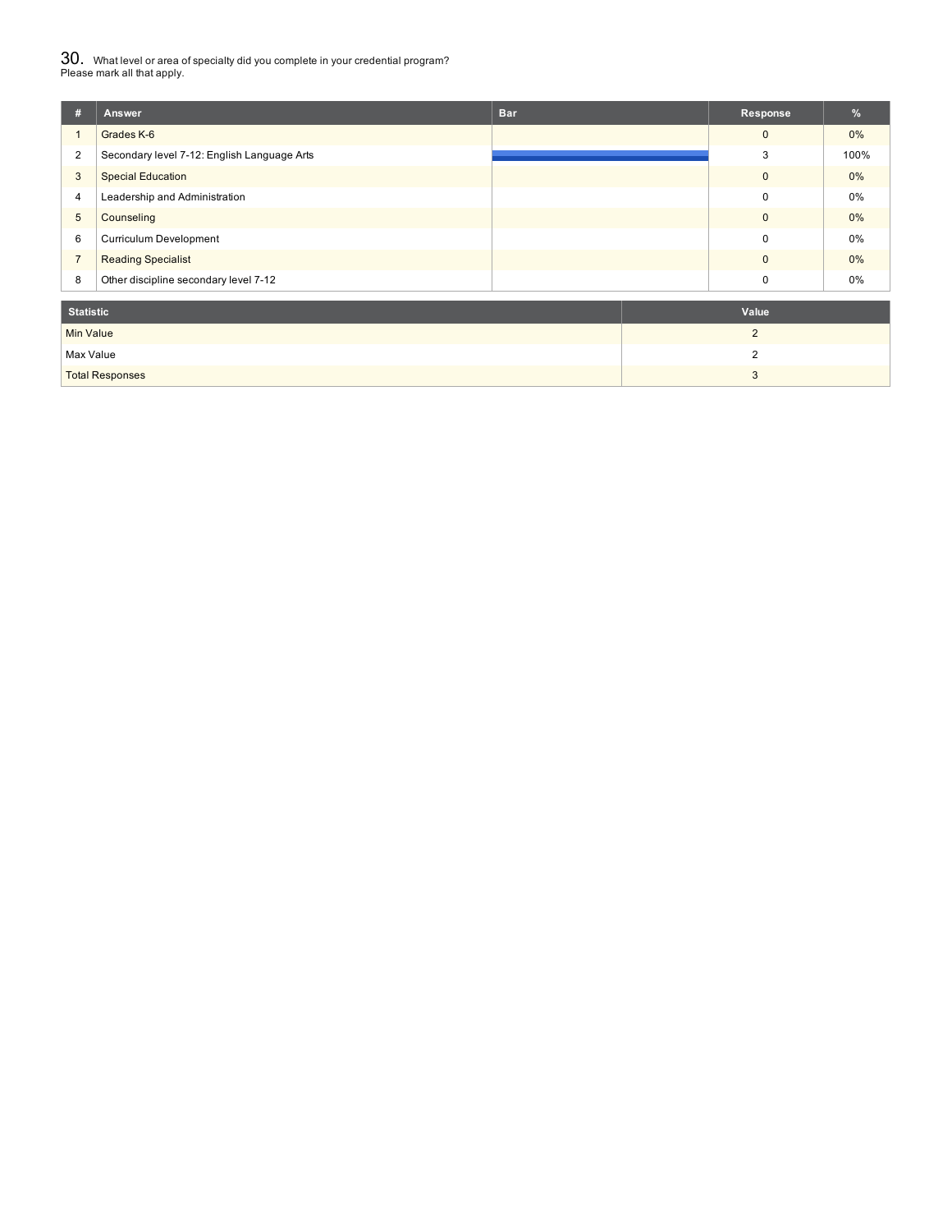## 30. What level or area of specialty did you complete in your credential program? Please mark all that apply.

| # | Answer | Bar | Response | % |
|---|---|---|---|---|
| 1 | Grades K-6 | | 0 | 0% |
| 2 | Secondary level 7-12: English Language Arts | | 3 | 100% |
| 3 | Special Education | | 0 | 0% |
| 4 | Leadership and Administration | | 0 | 0% |
| 5 | Counseling | | 0 | 0% |
| 6 | Curriculum Development | | 0 | 0% |
| 7 | Reading Specialist | | 0 | 0% |
| 8 | Other discipline secondary level 7-12 | | 0 | 0% |

| Statistic | Value |
|---|---|
| Min Value | 2 |
| Max Value | 2 |
| Total Responses | 3 |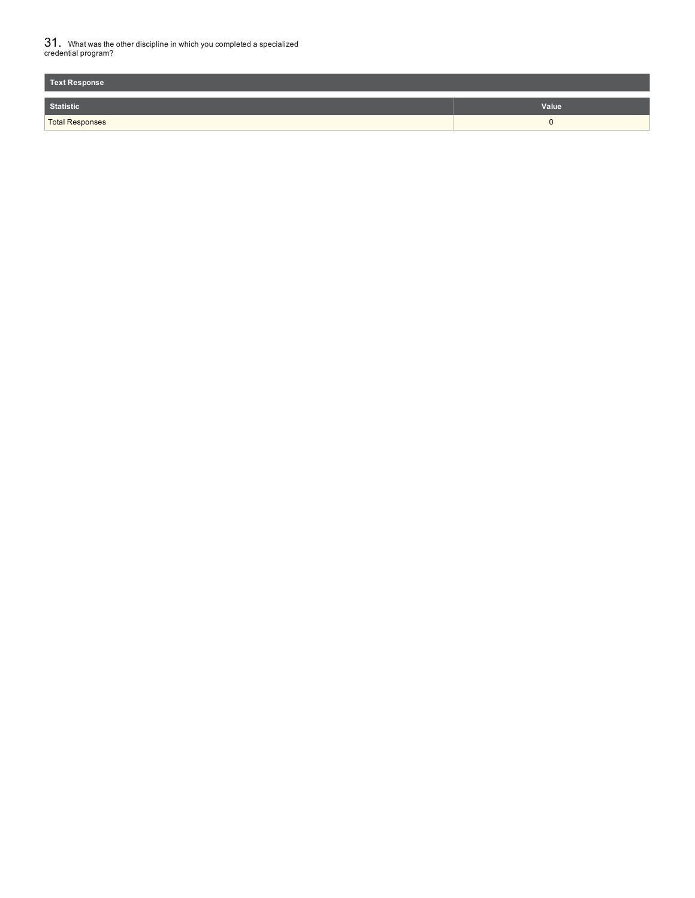## 31. What was the other discipline in which you completed a specialized credential program?

| Text Response |
| --- |

| Statistic | Value |
| --- | --- |
| Total Responses | 0 |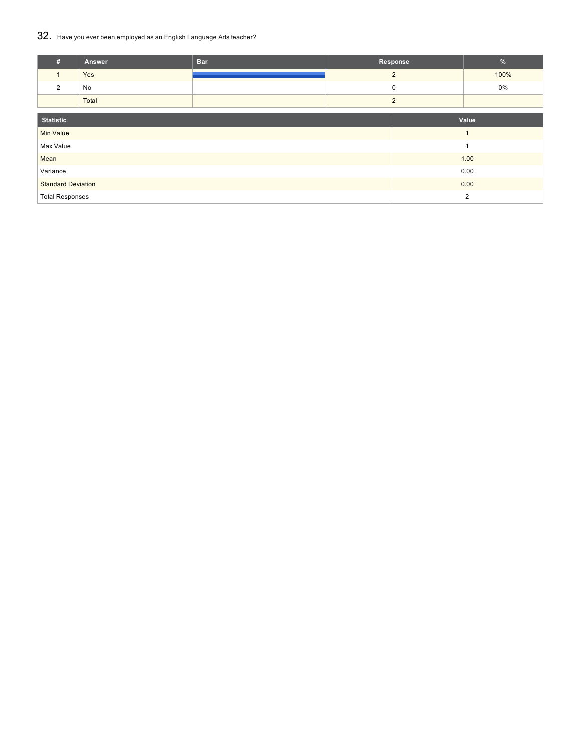## 32. Have you ever been employed as an English Language Arts teacher?

| # | Answer | Bar | Response | % |
|---|---|---|---|---|
| 1 | Yes | | 2 | 100% |
| 2 | No | | 0 | 0% |
| | Total | | 2 | |

| Statistic | Value |
|---|---|
| Min Value | 1 |
| Max Value | 1 |
| Mean | 1.00 |
| Variance | 0.00 |
| Standard Deviation | 0.00 |
| Total Responses | 2 |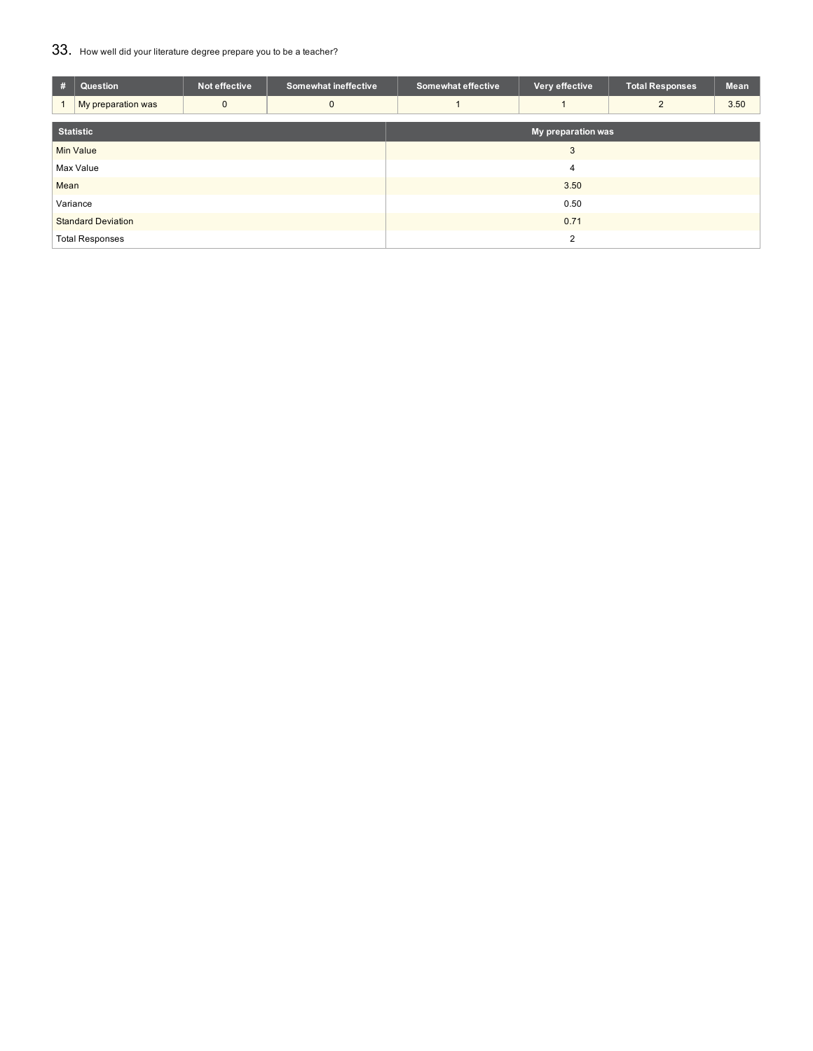## 33. How well did your literature degree prepare you to be a teacher?

| # | Question | Not effective | Somewhat ineffective | Somewhat effective | Very effective | Total Responses | Mean |
| --- | --- | --- | --- | --- | --- | --- | --- |
| 1 | My preparation was | 0 | 0 | 1 | 1 | 2 | 3.50 |

| Statistic | My preparation was |
| --- | --- |
| Min Value | 3 |
| Max Value | 4 |
| Mean | 3.50 |
| Variance | 0.50 |
| Standard Deviation | 0.71 |
| Total Responses | 2 |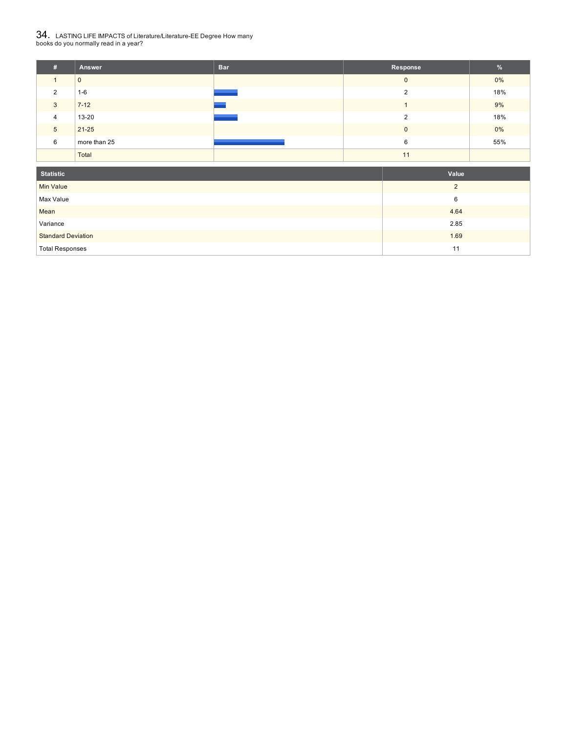## 34. LASTING LIFE IMPACTS of Literature/Literature-EE Degree How many books do you normally read in a year?

| # | Answer | Bar | Response | % |
|---|---|---|---|---|
| 1 | 0 | | 0 | 0% |
| 2 | 1-6 | | 2 | 18% |
| 3 | 7-12 | | 1 | 9% |
| 4 | 13-20 | | 2 | 18% |
| 5 | 21-25 | | 0 | 0% |
| 6 | more than 25 | | 6 | 55% |
| | Total | | 11 | |

| Statistic | Value |
|---|---|
| Min Value | 2 |
| Max Value | 6 |
| Mean | 4.64 |
| Variance | 2.85 |
| Standard Deviation | 1.69 |
| Total Responses | 11 |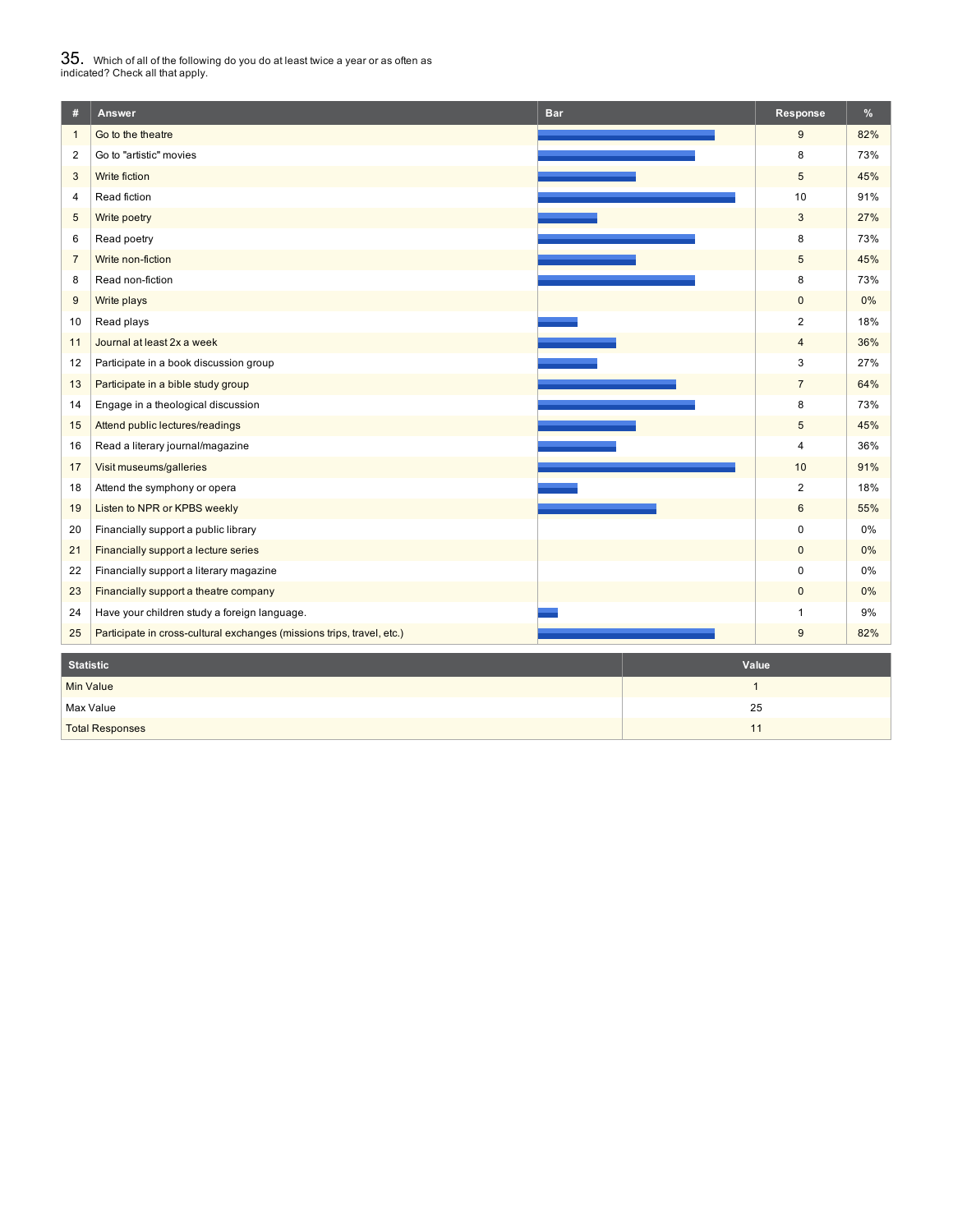## 35. Which of all of the following do you do at least twice a year or as often as indicated? Check all that apply.

| # | Answer | Bar | Response | % |
|---|---|---|---|---|
| 1 | Go to the theatre | | 9 | 82% |
| 2 | Go to "artistic" movies | | 8 | 73% |
| 3 | Write fiction | | 5 | 45% |
| 4 | Read fiction | | 10 | 91% |
| 5 | Write poetry | | 3 | 27% |
| 6 | Read poetry | | 8 | 73% |
| 7 | Write non-fiction | | 5 | 45% |
| 8 | Read non-fiction | | 8 | 73% |
| 9 | Write plays | | 0 | 0% |
| 10 | Read plays | | 2 | 18% |
| 11 | Journal at least 2x a week | | 4 | 36% |
| 12 | Participate in a book discussion group | | 3 | 27% |
| 13 | Participate in a bible study group | | 7 | 64% |
| 14 | Engage in a theological discussion | | 8 | 73% |
| 15 | Attend public lectures/readings | | 5 | 45% |
| 16 | Read a literary journal/magazine | | 4 | 36% |
| 17 | Visit museums/galleries | | 10 | 91% |
| 18 | Attend the symphony or opera | | 2 | 18% |
| 19 | Listen to NPR or KPBS weekly | | 6 | 55% |
| 20 | Financially support a public library | | 0 | 0% |
| 21 | Financially support a lecture series | | 0 | 0% |
| 22 | Financially support a literary magazine | | 0 | 0% |
| 23 | Financially support a theatre company | | 0 | 0% |
| 24 | Have your children study a foreign language. | | 1 | 9% |
| 25 | Participate in cross-cultural exchanges (missions trips, travel, etc.) | | 9 | 82% |

| Statistic | Value |
|---|---|
| Min Value | 1 |
| Max Value | 25 |
| Total Responses | 11 |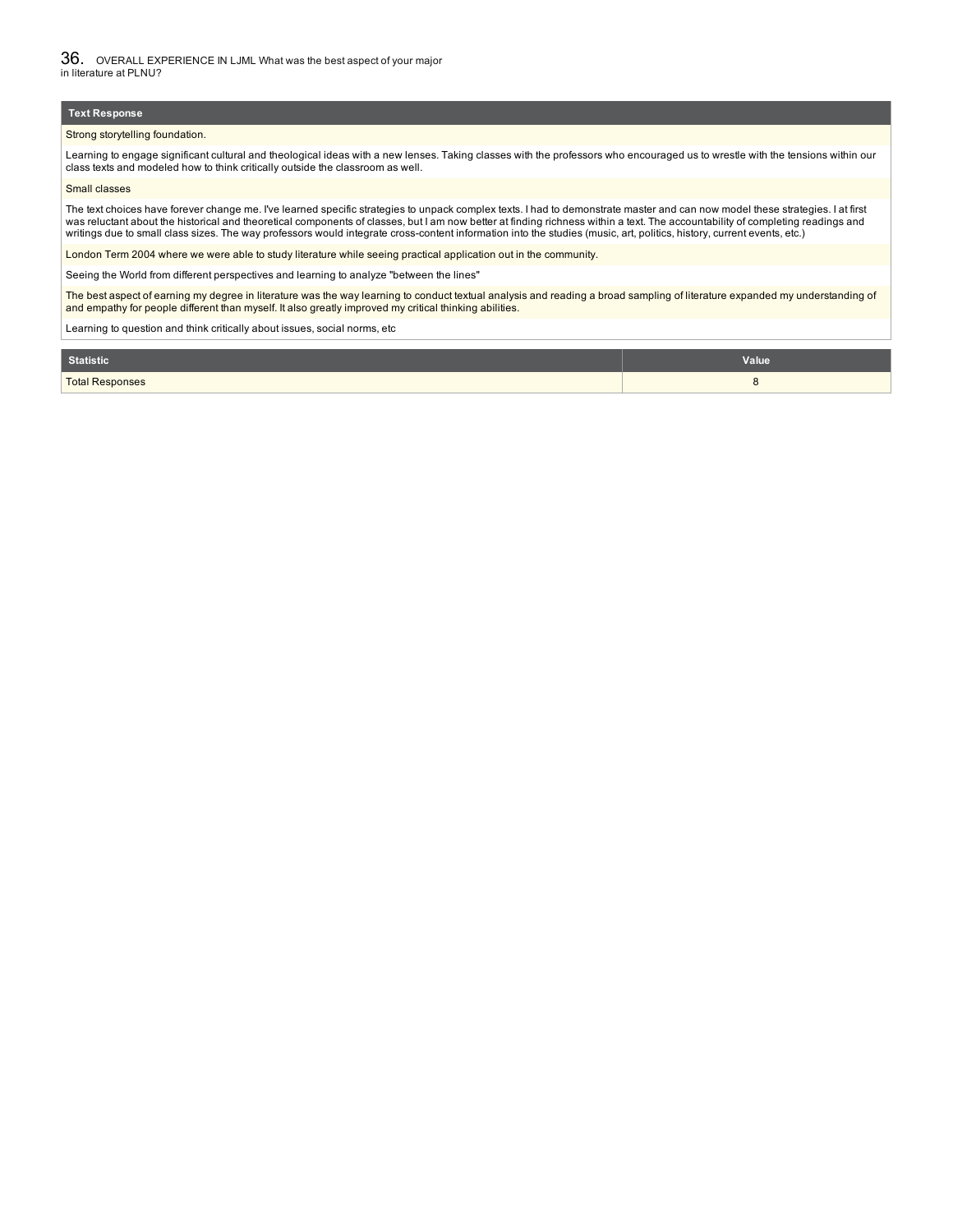## 36. OVERALL EXPERIENCE IN LJML What was the best aspect of your major in literature at PLNU?

| Text Response |
| --- |
| Strong storytelling foundation. |
| Learning to engage significant cultural and theological ideas with a new lenses. Taking classes with the professors who encouraged us to wrestle with the tensions within our class texts and modeled how to think critically outside the classroom as well. |
| Small classes |
| The text choices have forever change me. I've learned specific strategies to unpack complex texts. I had to demonstrate master and can now model these strategies. I at first was reluctant about the historical and theoretical components of classes, but I am now better at finding richness within a text. The accountability of completing readings and writings due to small class sizes. The way professors would integrate cross-content information into the studies (music, art, politics, history, current events, etc.) |
| London Term 2004 where we were able to study literature while seeing practical application out in the community. |
| Seeing the World from different perspectives and learning to analyze "between the lines" |
| The best aspect of earning my degree in literature was the way learning to conduct textual analysis and reading a broad sampling of literature expanded my understanding of and empathy for people different than myself. It also greatly improved my critical thinking abilities. |
| Learning to question and think critically about issues, social norms, etc |

| Statistic | Value |
| --- | --- |
| Total Responses | 8 |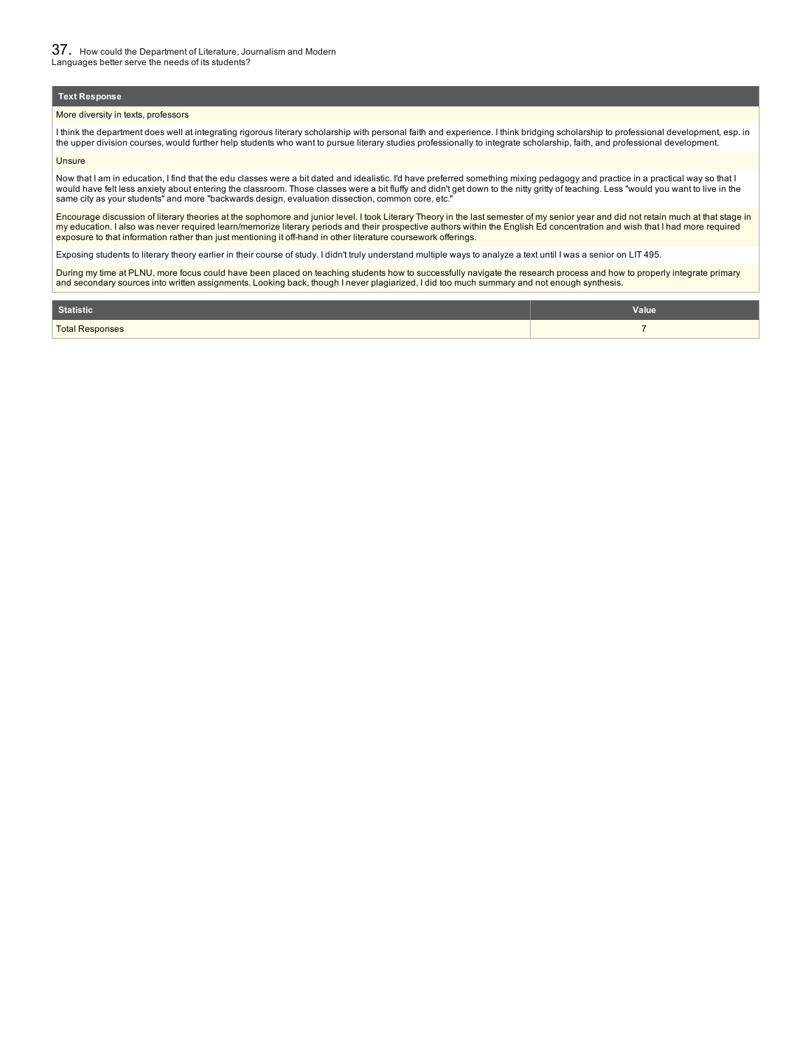37. How could the Department of Literature, Journalism and Modern Languages better serve the needs of its students?

| Text Response |
| --- |
| More diversity in texts, professors |
| I think the department does well at integrating rigorous literary scholarship with personal faith and experience. I think bridging scholarship to professional development, esp. in the upper division courses, would further help students who want to pursue literary studies professionally to integrate scholarship, faith, and professional development. |
| Unsure |
| Now that I am in education, I find that the edu classes were a bit dated and idealistic. I'd have preferred something mixing pedagogy and practice in a practical way so that I would have felt less anxiety about entering the classroom. Those classes were a bit fluffy and didn't get down to the nitty gritty of teaching. Less "would you want to live in the same city as your students" and more "backwards design, evaluation dissection, common core, etc." |
| Encourage discussion of literary theories at the sophomore and junior level. I took Literary Theory in the last semester of my senior year and did not retain much at that stage in my education. I also was never required learn/memorize literary periods and their prospective authors within the English Ed concentration and wish that I had more required exposure to that information rather than just mentioning it off-hand in other literature coursework offerings. |
| Exposing students to literary theory earlier in their course of study. I didn't truly understand multiple ways to analyze a text until I was a senior on LIT 495. |
| During my time at PLNU, more focus could have been placed on teaching students how to successfully navigate the research process and how to properly integrate primary and secondary sources into written assignments. Looking back, though I never plagiarized, I did too much summary and not enough synthesis. |

| Statistic | Value |
| --- | --- |
| Total Responses | 7 |